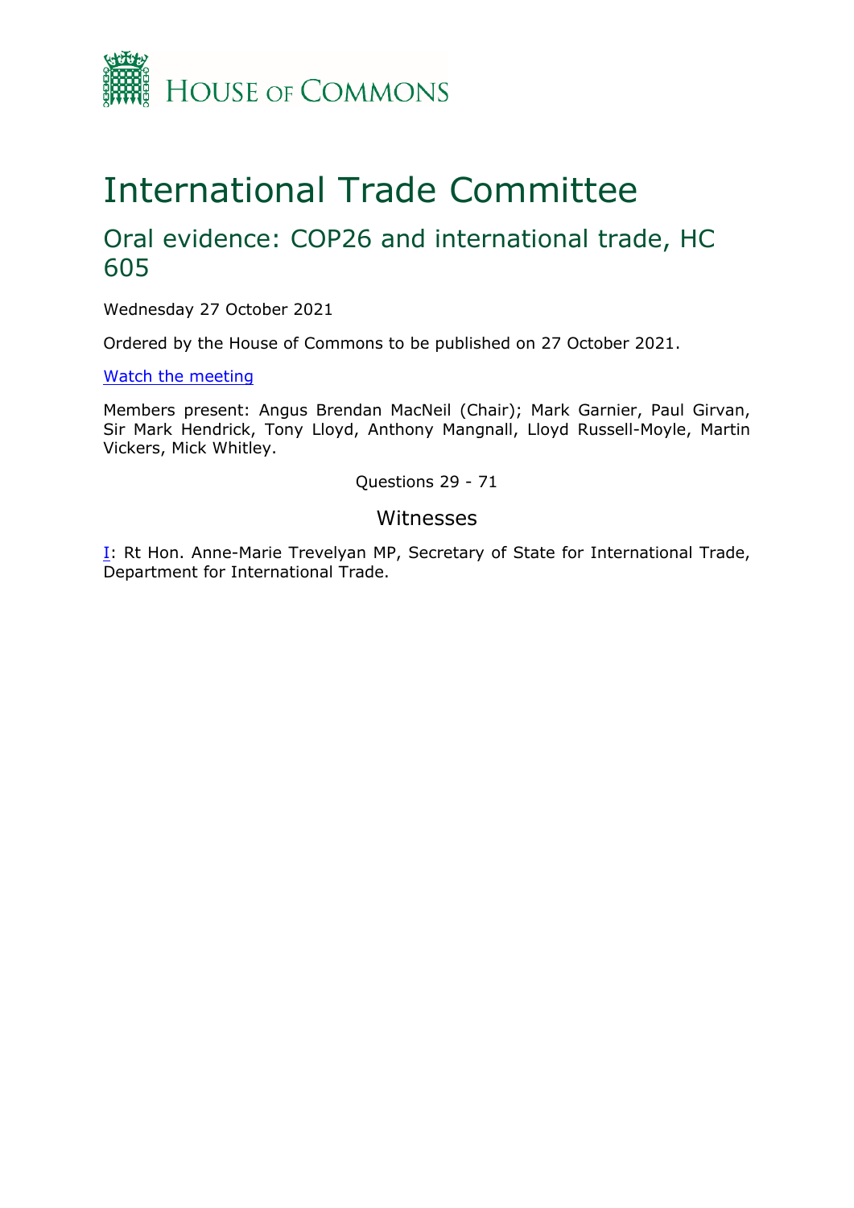House of Commons

# International Trade Committee

## Oral evidence: COP26 and international trade, HC 605

Wednesday 27 October 2021

Ordered by the House of Commons to be published on 27 October 2021.

[Watch the meeting](#)

Members present: Angus Brendan MacNeil (Chair); Mark Garnier, Paul Girvan, Sir Mark Hendrick, Tony Lloyd, Anthony Mangnall, Lloyd Russell-Moyle, Martin Vickers, Mick Whitley.

Questions 29 - 71

### Witnesses

I: Rt Hon. Anne-Marie Trevelyan MP, Secretary of State for International Trade, Department for International Trade.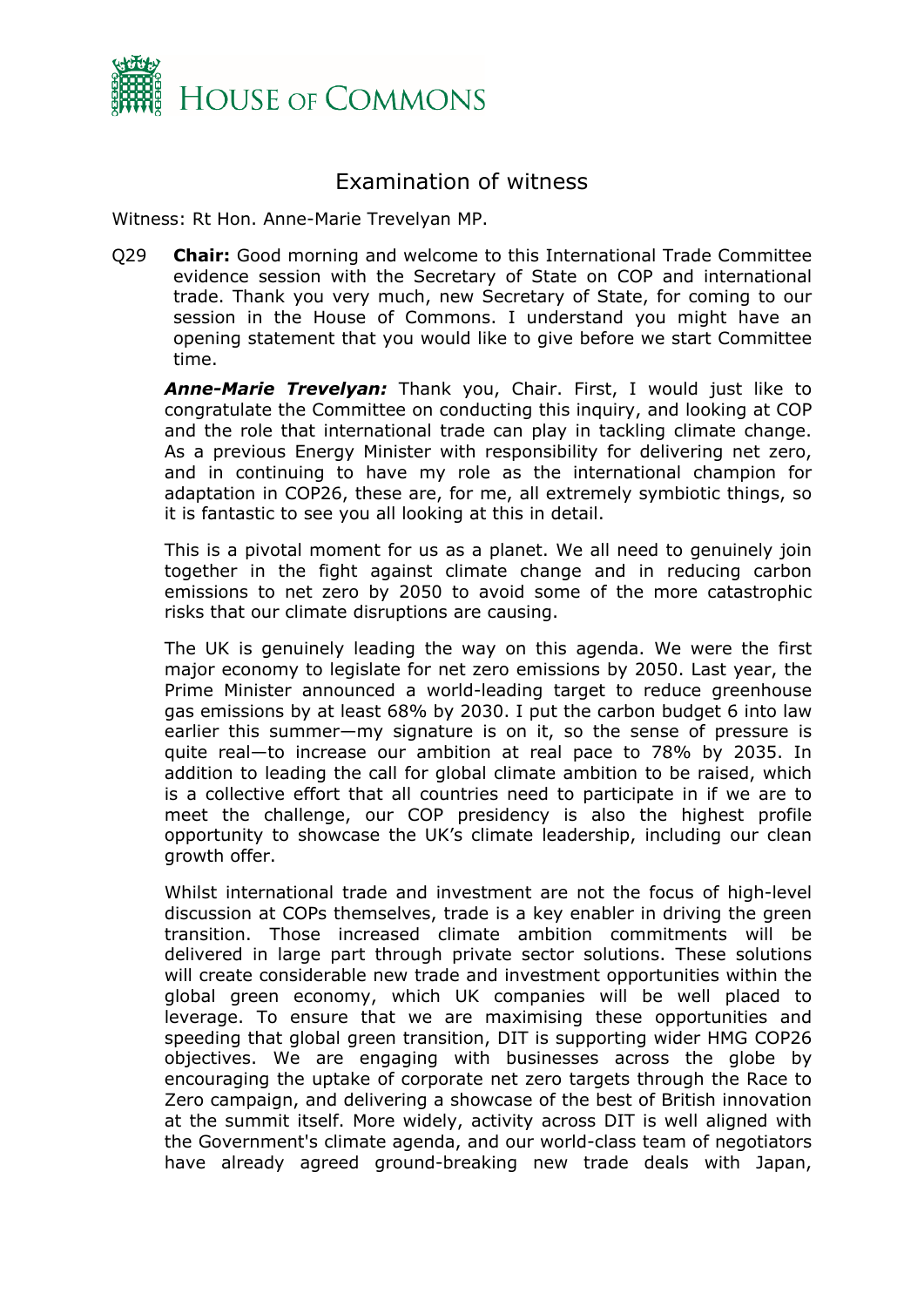# Examination of witness

Witness: Rt Hon. Anne-Marie Trevelyan MP.

Q29 **Chair:** Good morning and welcome to this International Trade Committee evidence session with the Secretary of State on COP and international trade. Thank you very much, new Secretary of State, for coming to our session in the House of Commons. I understand you might have an opening statement that you would like to give before we start Committee time.

***Anne-Marie Trevelyan:*** Thank you, Chair. First, I would just like to congratulate the Committee on conducting this inquiry, and looking at COP and the role that international trade can play in tackling climate change. As a previous Energy Minister with responsibility for delivering net zero, and in continuing to have my role as the international champion for adaptation in COP26, these are, for me, all extremely symbiotic things, so it is fantastic to see you all looking at this in detail.

This is a pivotal moment for us as a planet. We all need to genuinely join together in the fight against climate change and in reducing carbon emissions to net zero by 2050 to avoid some of the more catastrophic risks that our climate disruptions are causing.

The UK is genuinely leading the way on this agenda. We were the first major economy to legislate for net zero emissions by 2050. Last year, the Prime Minister announced a world-leading target to reduce greenhouse gas emissions by at least 68% by 2030. I put the carbon budget 6 into law earlier this summer—my signature is on it, so the sense of pressure is quite real—to increase our ambition at real pace to 78% by 2035. In addition to leading the call for global climate ambition to be raised, which is a collective effort that all countries need to participate in if we are to meet the challenge, our COP presidency is also the highest profile opportunity to showcase the UK's climate leadership, including our clean growth offer.

Whilst international trade and investment are not the focus of high-level discussion at COPs themselves, trade is a key enabler in driving the green transition. Those increased climate ambition commitments will be delivered in large part through private sector solutions. These solutions will create considerable new trade and investment opportunities within the global green economy, which UK companies will be well placed to leverage. To ensure that we are maximising these opportunities and speeding that global green transition, DIT is supporting wider HMG COP26 objectives. We are engaging with businesses across the globe by encouraging the uptake of corporate net zero targets through the Race to Zero campaign, and delivering a showcase of the best of British innovation at the summit itself. More widely, activity across DIT is well aligned with the Government's climate agenda, and our world-class team of negotiators have already agreed ground-breaking new trade deals with Japan,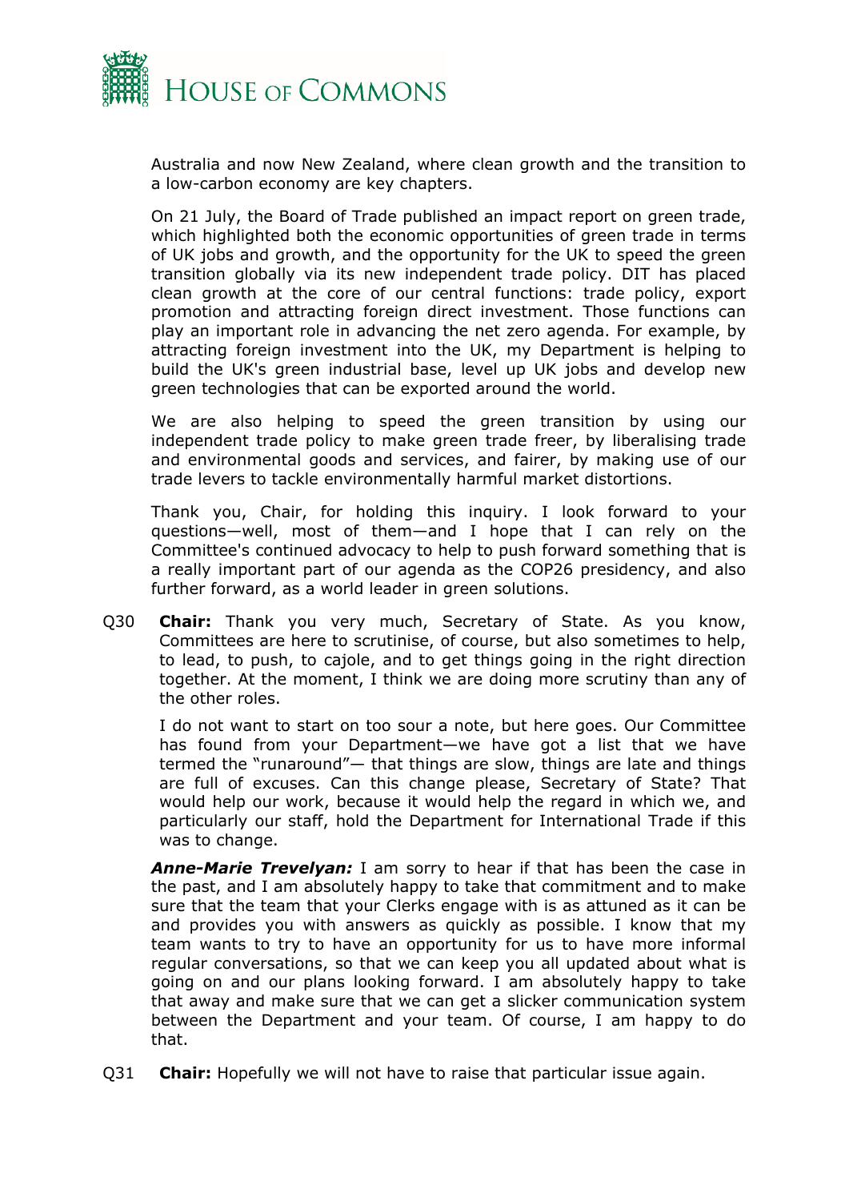Australia and now New Zealand, where clean growth and the transition to a low-carbon economy are key chapters.

On 21 July, the Board of Trade published an impact report on green trade, which highlighted both the economic opportunities of green trade in terms of UK jobs and growth, and the opportunity for the UK to speed the green transition globally via its new independent trade policy. DIT has placed clean growth at the core of our central functions: trade policy, export promotion and attracting foreign direct investment. Those functions can play an important role in advancing the net zero agenda. For example, by attracting foreign investment into the UK, my Department is helping to build the UK's green industrial base, level up UK jobs and develop new green technologies that can be exported around the world.

We are also helping to speed the green transition by using our independent trade policy to make green trade freer, by liberalising trade and environmental goods and services, and fairer, by making use of our trade levers to tackle environmentally harmful market distortions.

Thank you, Chair, for holding this inquiry. I look forward to your questions—well, most of them—and I hope that I can rely on the Committee's continued advocacy to help to push forward something that is a really important part of our agenda as the COP26 presidency, and also further forward, as a world leader in green solutions.

Q30 **Chair:** Thank you very much, Secretary of State. As you know, Committees are here to scrutinise, of course, but also sometimes to help, to lead, to push, to cajole, and to get things going in the right direction together. At the moment, I think we are doing more scrutiny than any of the other roles.

I do not want to start on too sour a note, but here goes. Our Committee has found from your Department—we have got a list that we have termed the "runaround"— that things are slow, things are late and things are full of excuses. Can this change please, Secretary of State? That would help our work, because it would help the regard in which we, and particularly our staff, hold the Department for International Trade if this was to change.

***Anne-Marie Trevelyan:*** I am sorry to hear if that has been the case in the past, and I am absolutely happy to take that commitment and to make sure that the team that your Clerks engage with is as attuned as it can be and provides you with answers as quickly as possible. I know that my team wants to try to have an opportunity for us to have more informal regular conversations, so that we can keep you all updated about what is going on and our plans looking forward. I am absolutely happy to take that away and make sure that we can get a slicker communication system between the Department and your team. Of course, I am happy to do that.

Q31 **Chair:** Hopefully we will not have to raise that particular issue again.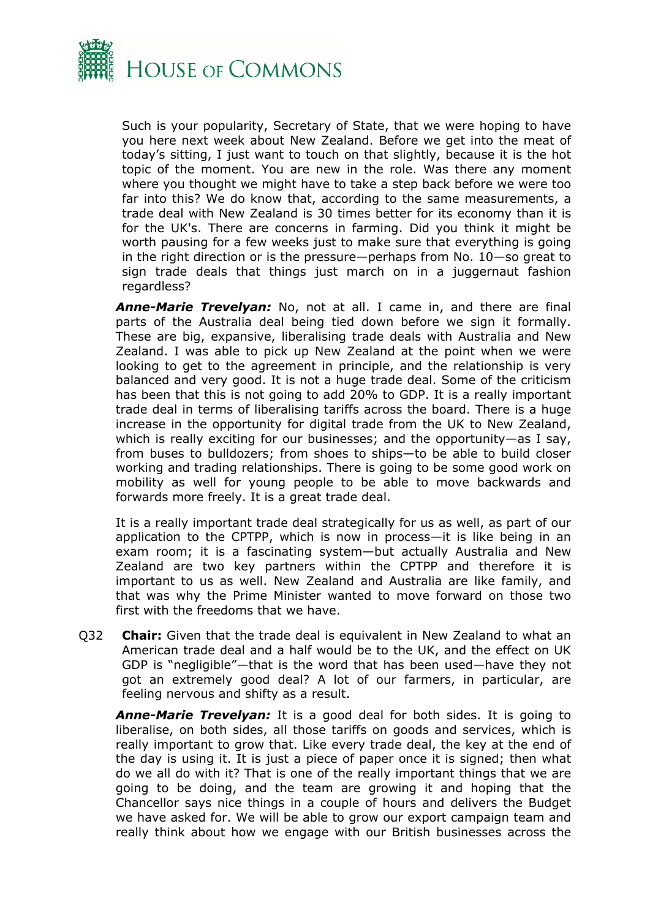Such is your popularity, Secretary of State, that we were hoping to have you here next week about New Zealand. Before we get into the meat of today's sitting, I just want to touch on that slightly, because it is the hot topic of the moment. You are new in the role. Was there any moment where you thought we might have to take a step back before we were too far into this? We do know that, according to the same measurements, a trade deal with New Zealand is 30 times better for its economy than it is for the UK's. There are concerns in farming. Did you think it might be worth pausing for a few weeks just to make sure that everything is going in the right direction or is the pressure—perhaps from No. 10—so great to sign trade deals that things just march on in a juggernaut fashion regardless?

***Anne-Marie Trevelyan:*** No, not at all. I came in, and there are final parts of the Australia deal being tied down before we sign it formally. These are big, expansive, liberalising trade deals with Australia and New Zealand. I was able to pick up New Zealand at the point when we were looking to get to the agreement in principle, and the relationship is very balanced and very good. It is not a huge trade deal. Some of the criticism has been that this is not going to add 20% to GDP. It is a really important trade deal in terms of liberalising tariffs across the board. There is a huge increase in the opportunity for digital trade from the UK to New Zealand, which is really exciting for our businesses; and the opportunity—as I say, from buses to bulldozers; from shoes to ships—to be able to build closer working and trading relationships. There is going to be some good work on mobility as well for young people to be able to move backwards and forwards more freely. It is a great trade deal.

It is a really important trade deal strategically for us as well, as part of our application to the CPTPP, which is now in process—it is like being in an exam room; it is a fascinating system—but actually Australia and New Zealand are two key partners within the CPTPP and therefore it is important to us as well. New Zealand and Australia are like family, and that was why the Prime Minister wanted to move forward on those two first with the freedoms that we have.

Q32 **Chair:** Given that the trade deal is equivalent in New Zealand to what an American trade deal and a half would be to the UK, and the effect on UK GDP is "negligible"—that is the word that has been used—have they not got an extremely good deal? A lot of our farmers, in particular, are feeling nervous and shifty as a result.

***Anne-Marie Trevelyan:*** It is a good deal for both sides. It is going to liberalise, on both sides, all those tariffs on goods and services, which is really important to grow that. Like every trade deal, the key at the end of the day is using it. It is just a piece of paper once it is signed; then what do we all do with it? That is one of the really important things that we are going to be doing, and the team are growing it and hoping that the Chancellor says nice things in a couple of hours and delivers the Budget we have asked for. We will be able to grow our export campaign team and really think about how we engage with our British businesses across the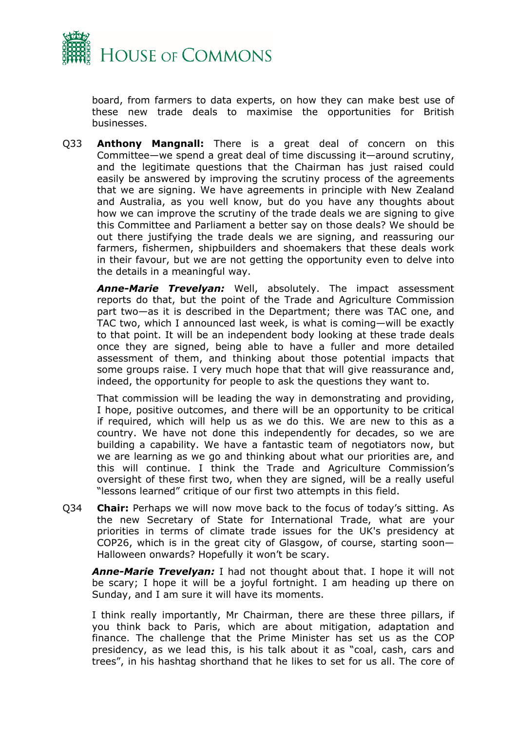board, from farmers to data experts, on how they can make best use of these new trade deals to maximise the opportunities for British businesses.

Q33 **Anthony Mangnall:** There is a great deal of concern on this Committee—we spend a great deal of time discussing it—around scrutiny, and the legitimate questions that the Chairman has just raised could easily be answered by improving the scrutiny process of the agreements that we are signing. We have agreements in principle with New Zealand and Australia, as you well know, but do you have any thoughts about how we can improve the scrutiny of the trade deals we are signing to give this Committee and Parliament a better say on those deals? We should be out there justifying the trade deals we are signing, and reassuring our farmers, fishermen, shipbuilders and shoemakers that these deals work in their favour, but we are not getting the opportunity even to delve into the details in a meaningful way.

***Anne-Marie Trevelyan:*** Well, absolutely. The impact assessment reports do that, but the point of the Trade and Agriculture Commission part two—as it is described in the Department; there was TAC one, and TAC two, which I announced last week, is what is coming—will be exactly to that point. It will be an independent body looking at these trade deals once they are signed, being able to have a fuller and more detailed assessment of them, and thinking about those potential impacts that some groups raise. I very much hope that that will give reassurance and, indeed, the opportunity for people to ask the questions they want to.

That commission will be leading the way in demonstrating and providing, I hope, positive outcomes, and there will be an opportunity to be critical if required, which will help us as we do this. We are new to this as a country. We have not done this independently for decades, so we are building a capability. We have a fantastic team of negotiators now, but we are learning as we go and thinking about what our priorities are, and this will continue. I think the Trade and Agriculture Commission's oversight of these first two, when they are signed, will be a really useful "lessons learned" critique of our first two attempts in this field.

Q34 **Chair:** Perhaps we will now move back to the focus of today's sitting. As the new Secretary of State for International Trade, what are your priorities in terms of climate trade issues for the UK's presidency at COP26, which is in the great city of Glasgow, of course, starting soon—Halloween onwards? Hopefully it won't be scary.

***Anne-Marie Trevelyan:*** I had not thought about that. I hope it will not be scary; I hope it will be a joyful fortnight. I am heading up there on Sunday, and I am sure it will have its moments.

I think really importantly, Mr Chairman, there are these three pillars, if you think back to Paris, which are about mitigation, adaptation and finance. The challenge that the Prime Minister has set us as the COP presidency, as we lead this, is his talk about it as "coal, cash, cars and trees", in his hashtag shorthand that he likes to set for us all. The core of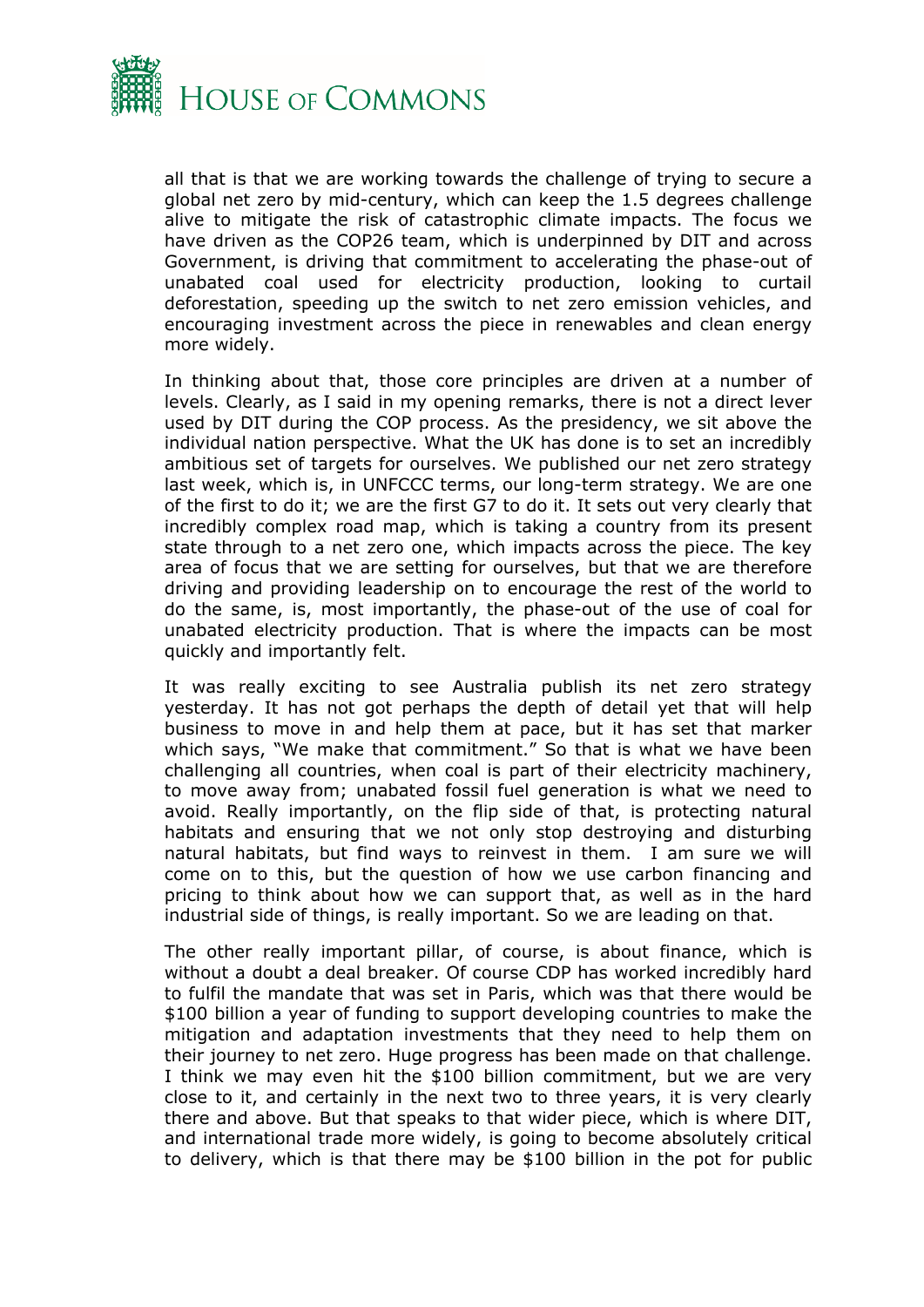all that is that we are working towards the challenge of trying to secure a global net zero by mid-century, which can keep the 1.5 degrees challenge alive to mitigate the risk of catastrophic climate impacts. The focus we have driven as the COP26 team, which is underpinned by DIT and across Government, is driving that commitment to accelerating the phase-out of unabated coal used for electricity production, looking to curtail deforestation, speeding up the switch to net zero emission vehicles, and encouraging investment across the piece in renewables and clean energy more widely.

In thinking about that, those core principles are driven at a number of levels. Clearly, as I said in my opening remarks, there is not a direct lever used by DIT during the COP process. As the presidency, we sit above the individual nation perspective. What the UK has done is to set an incredibly ambitious set of targets for ourselves. We published our net zero strategy last week, which is, in UNFCCC terms, our long-term strategy. We are one of the first to do it; we are the first G7 to do it. It sets out very clearly that incredibly complex road map, which is taking a country from its present state through to a net zero one, which impacts across the piece. The key area of focus that we are setting for ourselves, but that we are therefore driving and providing leadership on to encourage the rest of the world to do the same, is, most importantly, the phase-out of the use of coal for unabated electricity production. That is where the impacts can be most quickly and importantly felt.

It was really exciting to see Australia publish its net zero strategy yesterday. It has not got perhaps the depth of detail yet that will help business to move in and help them at pace, but it has set that marker which says, "We make that commitment." So that is what we have been challenging all countries, when coal is part of their electricity machinery, to move away from; unabated fossil fuel generation is what we need to avoid. Really importantly, on the flip side of that, is protecting natural habitats and ensuring that we not only stop destroying and disturbing natural habitats, but find ways to reinvest in them. I am sure we will come on to this, but the question of how we use carbon financing and pricing to think about how we can support that, as well as in the hard industrial side of things, is really important. So we are leading on that.

The other really important pillar, of course, is about finance, which is without a doubt a deal breaker. Of course CDP has worked incredibly hard to fulfil the mandate that was set in Paris, which was that there would be \$100 billion a year of funding to support developing countries to make the mitigation and adaptation investments that they need to help them on their journey to net zero. Huge progress has been made on that challenge. I think we may even hit the \$100 billion commitment, but we are very close to it, and certainly in the next two to three years, it is very clearly there and above. But that speaks to that wider piece, which is where DIT, and international trade more widely, is going to become absolutely critical to delivery, which is that there may be \$100 billion in the pot for public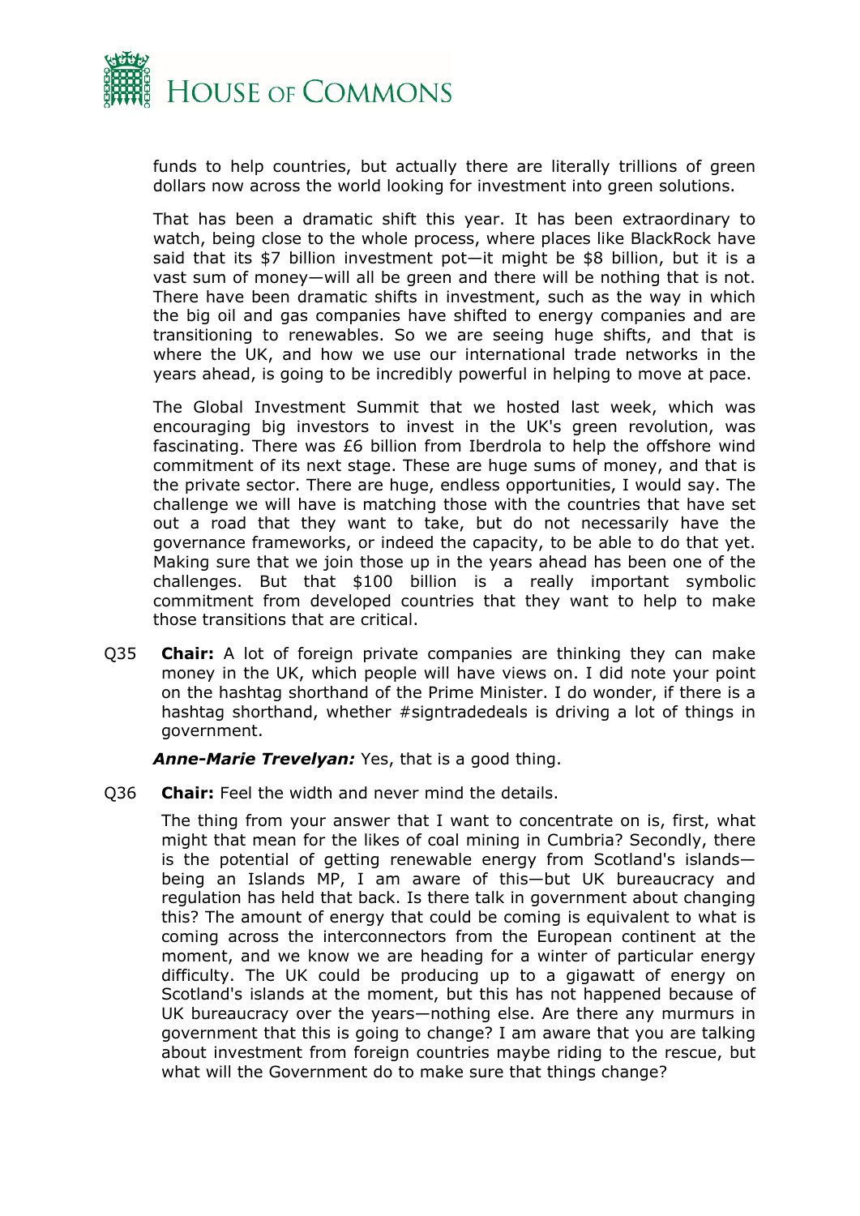funds to help countries, but actually there are literally trillions of green dollars now across the world looking for investment into green solutions.

That has been a dramatic shift this year. It has been extraordinary to watch, being close to the whole process, where places like BlackRock have said that its $7 billion investment pot—it might be $8 billion, but it is a vast sum of money—will all be green and there will be nothing that is not. There have been dramatic shifts in investment, such as the way in which the big oil and gas companies have shifted to energy companies and are transitioning to renewables. So we are seeing huge shifts, and that is where the UK, and how we use our international trade networks in the years ahead, is going to be incredibly powerful in helping to move at pace.

The Global Investment Summit that we hosted last week, which was encouraging big investors to invest in the UK's green revolution, was fascinating. There was £6 billion from Iberdrola to help the offshore wind commitment of its next stage. These are huge sums of money, and that is the private sector. There are huge, endless opportunities, I would say. The challenge we will have is matching those with the countries that have set out a road that they want to take, but do not necessarily have the governance frameworks, or indeed the capacity, to be able to do that yet. Making sure that we join those up in the years ahead has been one of the challenges. But that $100 billion is a really important symbolic commitment from developed countries that they want to help to make those transitions that are critical.

Q35 **Chair:** A lot of foreign private companies are thinking they can make money in the UK, which people will have views on. I did note your point on the hashtag shorthand of the Prime Minister. I do wonder, if there is a hashtag shorthand, whether #signtradedeals is driving a lot of things in government.

***Anne-Marie Trevelyan:*** Yes, that is a good thing.

Q36 **Chair:** Feel the width and never mind the details.

The thing from your answer that I want to concentrate on is, first, what might that mean for the likes of coal mining in Cumbria? Secondly, there is the potential of getting renewable energy from Scotland's islands—being an Islands MP, I am aware of this—but UK bureaucracy and regulation has held that back. Is there talk in government about changing this? The amount of energy that could be coming is equivalent to what is coming across the interconnectors from the European continent at the moment, and we know we are heading for a winter of particular energy difficulty. The UK could be producing up to a gigawatt of energy on Scotland's islands at the moment, but this has not happened because of UK bureaucracy over the years—nothing else. Are there any murmurs in government that this is going to change? I am aware that you are talking about investment from foreign countries maybe riding to the rescue, but what will the Government do to make sure that things change?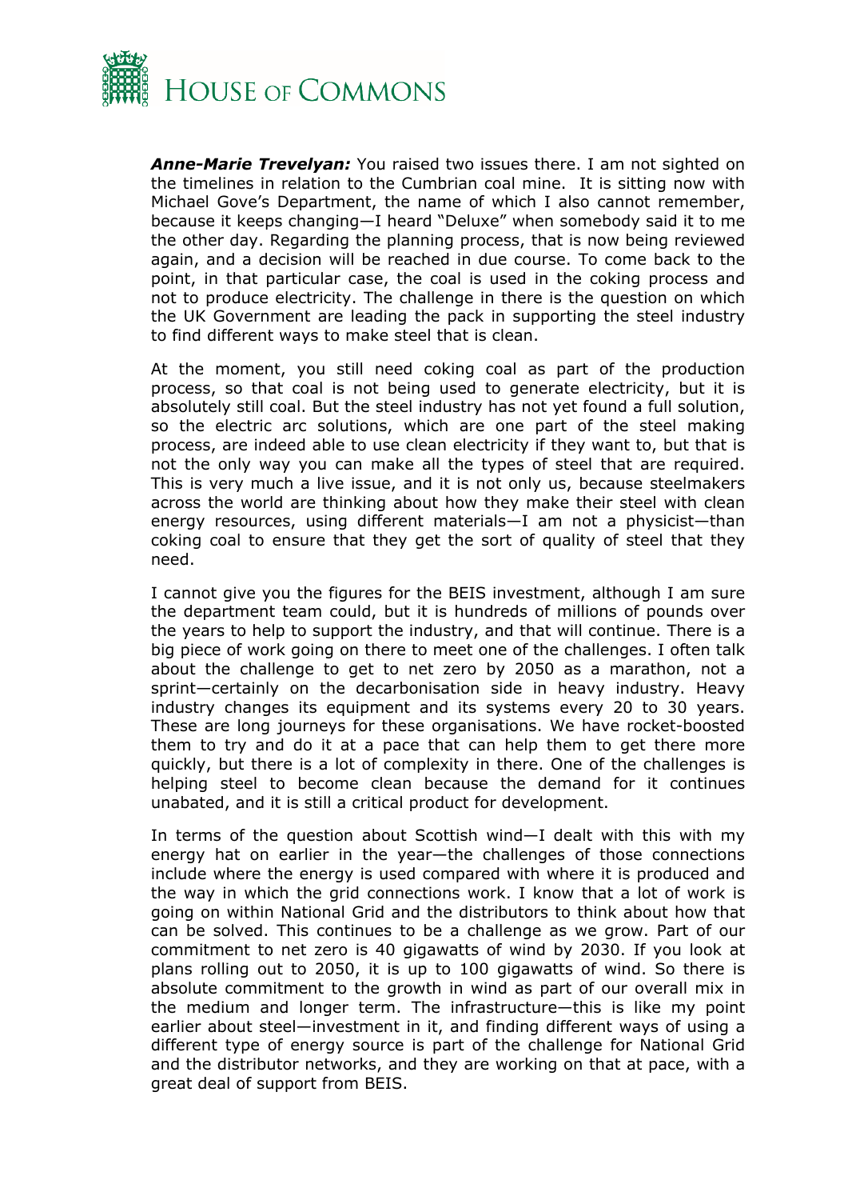***Anne-Marie Trevelyan:*** You raised two issues there. I am not sighted on the timelines in relation to the Cumbrian coal mine. It is sitting now with Michael Gove's Department, the name of which I also cannot remember, because it keeps changing—I heard "Deluxe" when somebody said it to me the other day. Regarding the planning process, that is now being reviewed again, and a decision will be reached in due course. To come back to the point, in that particular case, the coal is used in the coking process and not to produce electricity. The challenge in there is the question on which the UK Government are leading the pack in supporting the steel industry to find different ways to make steel that is clean.

At the moment, you still need coking coal as part of the production process, so that coal is not being used to generate electricity, but it is absolutely still coal. But the steel industry has not yet found a full solution, so the electric arc solutions, which are one part of the steel making process, are indeed able to use clean electricity if they want to, but that is not the only way you can make all the types of steel that are required. This is very much a live issue, and it is not only us, because steelmakers across the world are thinking about how they make their steel with clean energy resources, using different materials—I am not a physicist—than coking coal to ensure that they get the sort of quality of steel that they need.

I cannot give you the figures for the BEIS investment, although I am sure the department team could, but it is hundreds of millions of pounds over the years to help to support the industry, and that will continue. There is a big piece of work going on there to meet one of the challenges. I often talk about the challenge to get to net zero by 2050 as a marathon, not a sprint—certainly on the decarbonisation side in heavy industry. Heavy industry changes its equipment and its systems every 20 to 30 years. These are long journeys for these organisations. We have rocket-boosted them to try and do it at a pace that can help them to get there more quickly, but there is a lot of complexity in there. One of the challenges is helping steel to become clean because the demand for it continues unabated, and it is still a critical product for development.

In terms of the question about Scottish wind—I dealt with this with my energy hat on earlier in the year—the challenges of those connections include where the energy is used compared with where it is produced and the way in which the grid connections work. I know that a lot of work is going on within National Grid and the distributors to think about how that can be solved. This continues to be a challenge as we grow. Part of our commitment to net zero is 40 gigawatts of wind by 2030. If you look at plans rolling out to 2050, it is up to 100 gigawatts of wind. So there is absolute commitment to the growth in wind as part of our overall mix in the medium and longer term. The infrastructure—this is like my point earlier about steel—investment in it, and finding different ways of using a different type of energy source is part of the challenge for National Grid and the distributor networks, and they are working on that at pace, with a great deal of support from BEIS.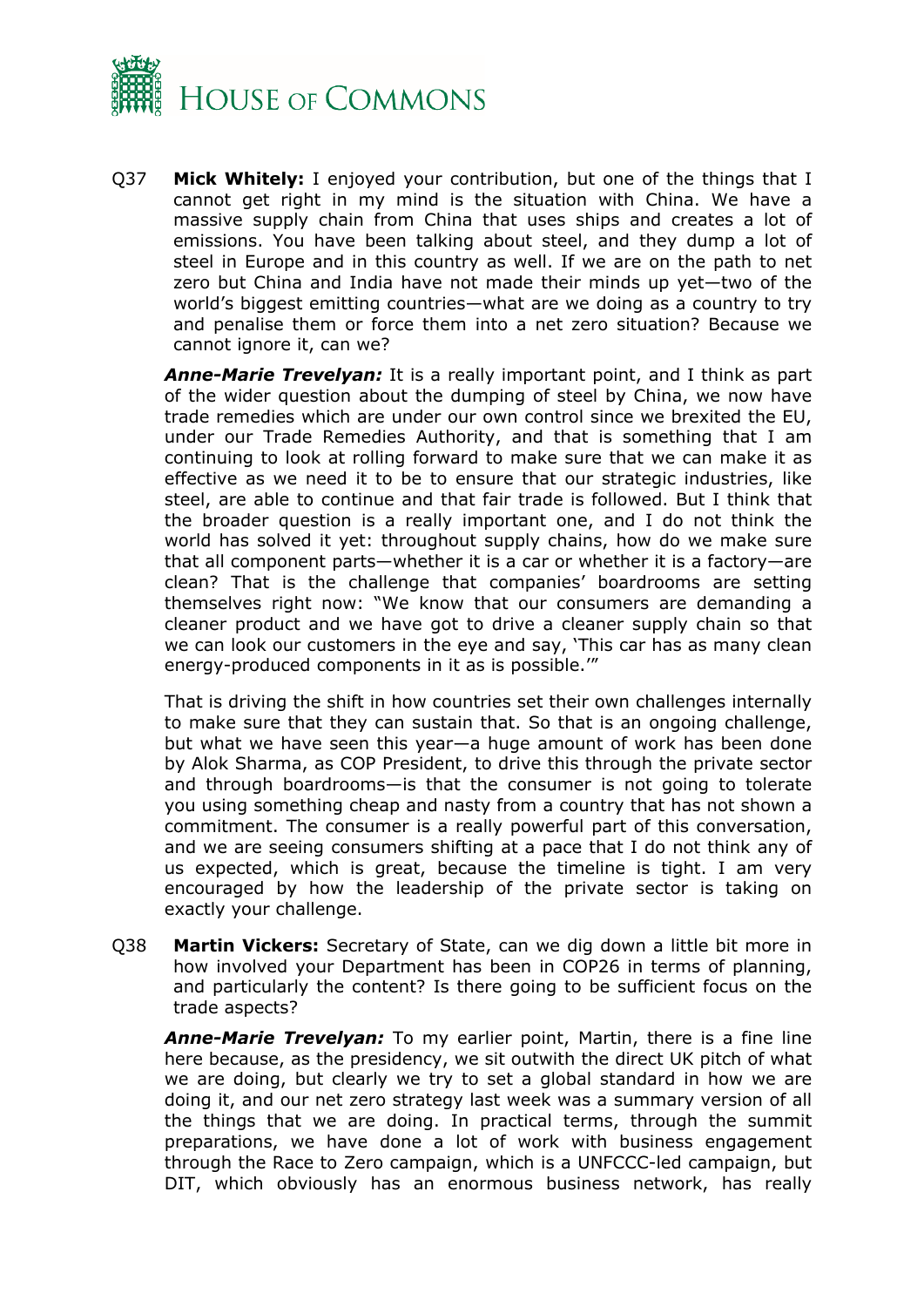Q37 **Mick Whitely:** I enjoyed your contribution, but one of the things that I cannot get right in my mind is the situation with China. We have a massive supply chain from China that uses ships and creates a lot of emissions. You have been talking about steel, and they dump a lot of steel in Europe and in this country as well. If we are on the path to net zero but China and India have not made their minds up yet—two of the world's biggest emitting countries—what are we doing as a country to try and penalise them or force them into a net zero situation? Because we cannot ignore it, can we?

***Anne-Marie Trevelyan:*** It is a really important point, and I think as part of the wider question about the dumping of steel by China, we now have trade remedies which are under our own control since we brexited the EU, under our Trade Remedies Authority, and that is something that I am continuing to look at rolling forward to make sure that we can make it as effective as we need it to be to ensure that our strategic industries, like steel, are able to continue and that fair trade is followed. But I think that the broader question is a really important one, and I do not think the world has solved it yet: throughout supply chains, how do we make sure that all component parts—whether it is a car or whether it is a factory—are clean? That is the challenge that companies' boardrooms are setting themselves right now: "We know that our consumers are demanding a cleaner product and we have got to drive a cleaner supply chain so that we can look our customers in the eye and say, 'This car has as many clean energy-produced components in it as is possible.'"

That is driving the shift in how countries set their own challenges internally to make sure that they can sustain that. So that is an ongoing challenge, but what we have seen this year—a huge amount of work has been done by Alok Sharma, as COP President, to drive this through the private sector and through boardrooms—is that the consumer is not going to tolerate you using something cheap and nasty from a country that has not shown a commitment. The consumer is a really powerful part of this conversation, and we are seeing consumers shifting at a pace that I do not think any of us expected, which is great, because the timeline is tight. I am very encouraged by how the leadership of the private sector is taking on exactly your challenge.

Q38 **Martin Vickers:** Secretary of State, can we dig down a little bit more in how involved your Department has been in COP26 in terms of planning, and particularly the content? Is there going to be sufficient focus on the trade aspects?

***Anne-Marie Trevelyan:*** To my earlier point, Martin, there is a fine line here because, as the presidency, we sit outwith the direct UK pitch of what we are doing, but clearly we try to set a global standard in how we are doing it, and our net zero strategy last week was a summary version of all the things that we are doing. In practical terms, through the summit preparations, we have done a lot of work with business engagement through the Race to Zero campaign, which is a UNFCCC-led campaign, but DIT, which obviously has an enormous business network, has really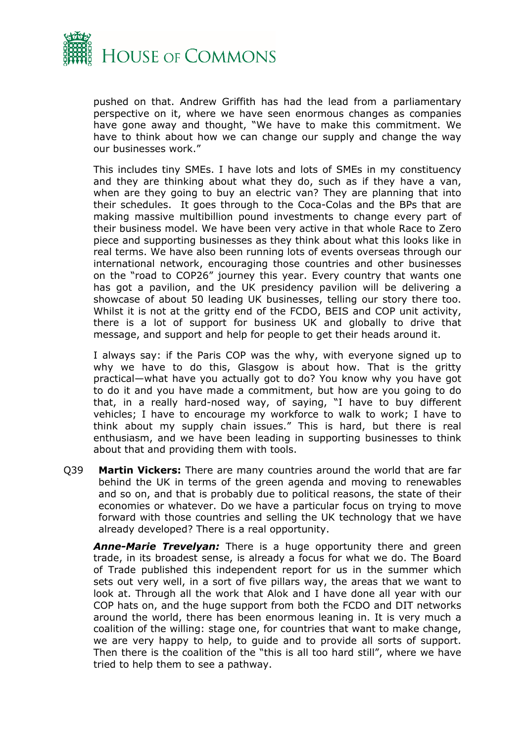pushed on that. Andrew Griffith has had the lead from a parliamentary perspective on it, where we have seen enormous changes as companies have gone away and thought, "We have to make this commitment. We have to think about how we can change our supply and change the way our businesses work."

This includes tiny SMEs. I have lots and lots of SMEs in my constituency and they are thinking about what they do, such as if they have a van, when are they going to buy an electric van? They are planning that into their schedules. It goes through to the Coca-Colas and the BPs that are making massive multibillion pound investments to change every part of their business model. We have been very active in that whole Race to Zero piece and supporting businesses as they think about what this looks like in real terms. We have also been running lots of events overseas through our international network, encouraging those countries and other businesses on the "road to COP26" journey this year. Every country that wants one has got a pavilion, and the UK presidency pavilion will be delivering a showcase of about 50 leading UK businesses, telling our story there too. Whilst it is not at the gritty end of the FCDO, BEIS and COP unit activity, there is a lot of support for business UK and globally to drive that message, and support and help for people to get their heads around it.

I always say: if the Paris COP was the why, with everyone signed up to why we have to do this, Glasgow is about how. That is the gritty practical—what have you actually got to do? You know why you have got to do it and you have made a commitment, but how are you going to do that, in a really hard-nosed way, of saying, "I have to buy different vehicles; I have to encourage my workforce to walk to work; I have to think about my supply chain issues." This is hard, but there is real enthusiasm, and we have been leading in supporting businesses to think about that and providing them with tools.

Q39 **Martin Vickers:** There are many countries around the world that are far behind the UK in terms of the green agenda and moving to renewables and so on, and that is probably due to political reasons, the state of their economies or whatever. Do we have a particular focus on trying to move forward with those countries and selling the UK technology that we have already developed? There is a real opportunity.

***Anne-Marie Trevelyan:*** There is a huge opportunity there and green trade, in its broadest sense, is already a focus for what we do. The Board of Trade published this independent report for us in the summer which sets out very well, in a sort of five pillars way, the areas that we want to look at. Through all the work that Alok and I have done all year with our COP hats on, and the huge support from both the FCDO and DIT networks around the world, there has been enormous leaning in. It is very much a coalition of the willing: stage one, for countries that want to make change, we are very happy to help, to guide and to provide all sorts of support. Then there is the coalition of the "this is all too hard still", where we have tried to help them to see a pathway.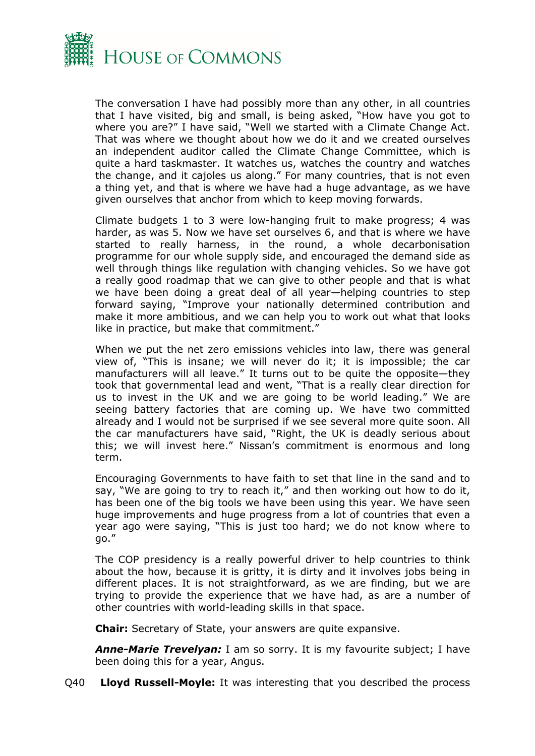The conversation I have had possibly more than any other, in all countries that I have visited, big and small, is being asked, "How have you got to where you are?" I have said, "Well we started with a Climate Change Act. That was where we thought about how we do it and we created ourselves an independent auditor called the Climate Change Committee, which is quite a hard taskmaster. It watches us, watches the country and watches the change, and it cajoles us along." For many countries, that is not even a thing yet, and that is where we have had a huge advantage, as we have given ourselves that anchor from which to keep moving forwards.

Climate budgets 1 to 3 were low-hanging fruit to make progress; 4 was harder, as was 5. Now we have set ourselves 6, and that is where we have started to really harness, in the round, a whole decarbonisation programme for our whole supply side, and encouraged the demand side as well through things like regulation with changing vehicles. So we have got a really good roadmap that we can give to other people and that is what we have been doing a great deal of all year—helping countries to step forward saying, "Improve your nationally determined contribution and make it more ambitious, and we can help you to work out what that looks like in practice, but make that commitment."

When we put the net zero emissions vehicles into law, there was general view of, "This is insane; we will never do it; it is impossible; the car manufacturers will all leave." It turns out to be quite the opposite—they took that governmental lead and went, "That is a really clear direction for us to invest in the UK and we are going to be world leading." We are seeing battery factories that are coming up. We have two committed already and I would not be surprised if we see several more quite soon. All the car manufacturers have said, "Right, the UK is deadly serious about this; we will invest here." Nissan's commitment is enormous and long term.

Encouraging Governments to have faith to set that line in the sand and to say, "We are going to try to reach it," and then working out how to do it, has been one of the big tools we have been using this year. We have seen huge improvements and huge progress from a lot of countries that even a year ago were saying, "This is just too hard; we do not know where to go."

The COP presidency is a really powerful driver to help countries to think about the how, because it is gritty, it is dirty and it involves jobs being in different places. It is not straightforward, as we are finding, but we are trying to provide the experience that we have had, as are a number of other countries with world-leading skills in that space.

**Chair:** Secretary of State, your answers are quite expansive.

***Anne-Marie Trevelyan:*** I am so sorry. It is my favourite subject; I have been doing this for a year, Angus.

Q40 **Lloyd Russell-Moyle:** It was interesting that you described the process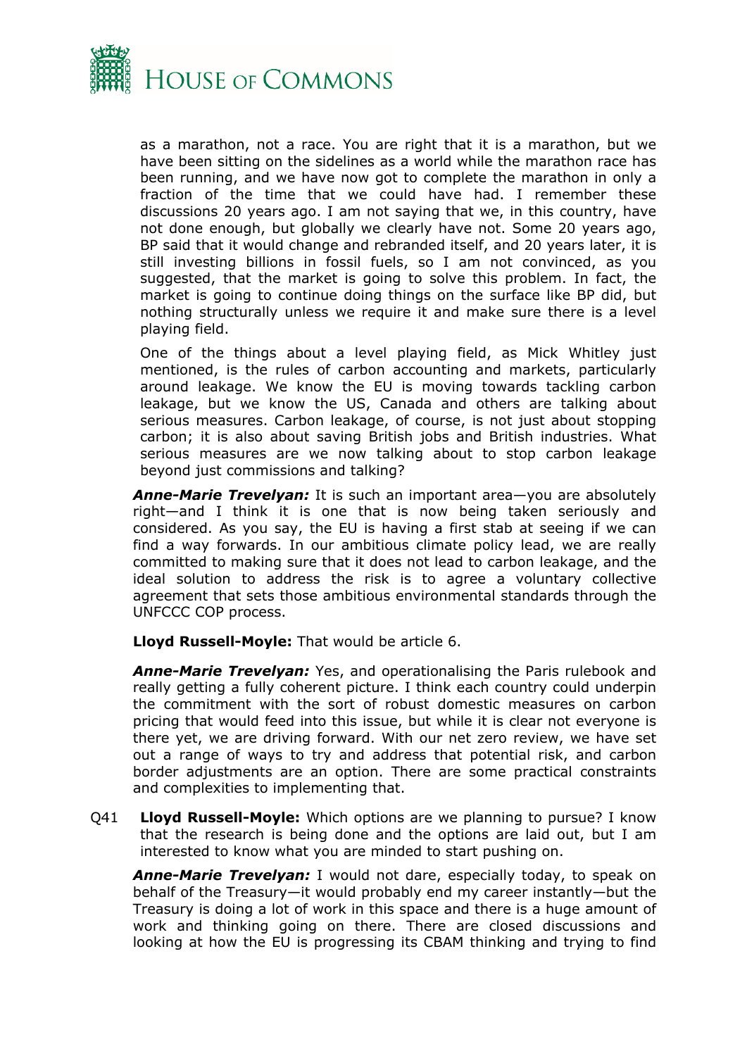as a marathon, not a race. You are right that it is a marathon, but we have been sitting on the sidelines as a world while the marathon race has been running, and we have now got to complete the marathon in only a fraction of the time that we could have had. I remember these discussions 20 years ago. I am not saying that we, in this country, have not done enough, but globally we clearly have not. Some 20 years ago, BP said that it would change and rebranded itself, and 20 years later, it is still investing billions in fossil fuels, so I am not convinced, as you suggested, that the market is going to solve this problem. In fact, the market is going to continue doing things on the surface like BP did, but nothing structurally unless we require it and make sure there is a level playing field.

One of the things about a level playing field, as Mick Whitley just mentioned, is the rules of carbon accounting and markets, particularly around leakage. We know the EU is moving towards tackling carbon leakage, but we know the US, Canada and others are talking about serious measures. Carbon leakage, of course, is not just about stopping carbon; it is also about saving British jobs and British industries. What serious measures are we now talking about to stop carbon leakage beyond just commissions and talking?

***Anne-Marie Trevelyan:*** It is such an important area—you are absolutely right—and I think it is one that is now being taken seriously and considered. As you say, the EU is having a first stab at seeing if we can find a way forwards. In our ambitious climate policy lead, we are really committed to making sure that it does not lead to carbon leakage, and the ideal solution to address the risk is to agree a voluntary collective agreement that sets those ambitious environmental standards through the UNFCCC COP process.

**Lloyd Russell-Moyle:** That would be article 6.

***Anne-Marie Trevelyan:*** Yes, and operationalising the Paris rulebook and really getting a fully coherent picture. I think each country could underpin the commitment with the sort of robust domestic measures on carbon pricing that would feed into this issue, but while it is clear not everyone is there yet, we are driving forward. With our net zero review, we have set out a range of ways to try and address that potential risk, and carbon border adjustments are an option. There are some practical constraints and complexities to implementing that.

Q41 **Lloyd Russell-Moyle:** Which options are we planning to pursue? I know that the research is being done and the options are laid out, but I am interested to know what you are minded to start pushing on.

***Anne-Marie Trevelyan:*** I would not dare, especially today, to speak on behalf of the Treasury—it would probably end my career instantly—but the Treasury is doing a lot of work in this space and there is a huge amount of work and thinking going on there. There are closed discussions and looking at how the EU is progressing its CBAM thinking and trying to find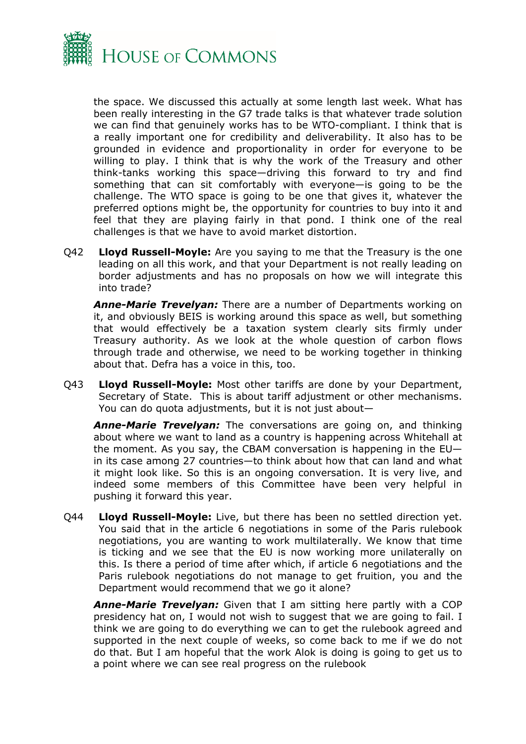the space. We discussed this actually at some length last week. What has been really interesting in the G7 trade talks is that whatever trade solution we can find that genuinely works has to be WTO-compliant. I think that is a really important one for credibility and deliverability. It also has to be grounded in evidence and proportionality in order for everyone to be willing to play. I think that is why the work of the Treasury and other think-tanks working this space—driving this forward to try and find something that can sit comfortably with everyone—is going to be the challenge. The WTO space is going to be one that gives it, whatever the preferred options might be, the opportunity for countries to buy into it and feel that they are playing fairly in that pond. I think one of the real challenges is that we have to avoid market distortion.

Q42 **Lloyd Russell-Moyle:** Are you saying to me that the Treasury is the one leading on all this work, and that your Department is not really leading on border adjustments and has no proposals on how we will integrate this into trade?

***Anne-Marie Trevelyan:*** There are a number of Departments working on it, and obviously BEIS is working around this space as well, but something that would effectively be a taxation system clearly sits firmly under Treasury authority. As we look at the whole question of carbon flows through trade and otherwise, we need to be working together in thinking about that. Defra has a voice in this, too.

Q43 **Lloyd Russell-Moyle:** Most other tariffs are done by your Department, Secretary of State. This is about tariff adjustment or other mechanisms. You can do quota adjustments, but it is not just about—

***Anne-Marie Trevelyan:*** The conversations are going on, and thinking about where we want to land as a country is happening across Whitehall at the moment. As you say, the CBAM conversation is happening in the EU—in its case among 27 countries—to think about how that can land and what it might look like. So this is an ongoing conversation. It is very live, and indeed some members of this Committee have been very helpful in pushing it forward this year.

Q44 **Lloyd Russell-Moyle:** Live, but there has been no settled direction yet. You said that in the article 6 negotiations in some of the Paris rulebook negotiations, you are wanting to work multilaterally. We know that time is ticking and we see that the EU is now working more unilaterally on this. Is there a period of time after which, if article 6 negotiations and the Paris rulebook negotiations do not manage to get fruition, you and the Department would recommend that we go it alone?

***Anne-Marie Trevelyan:*** Given that I am sitting here partly with a COP presidency hat on, I would not wish to suggest that we are going to fail. I think we are going to do everything we can to get the rulebook agreed and supported in the next couple of weeks, so come back to me if we do not do that. But I am hopeful that the work Alok is doing is going to get us to a point where we can see real progress on the rulebook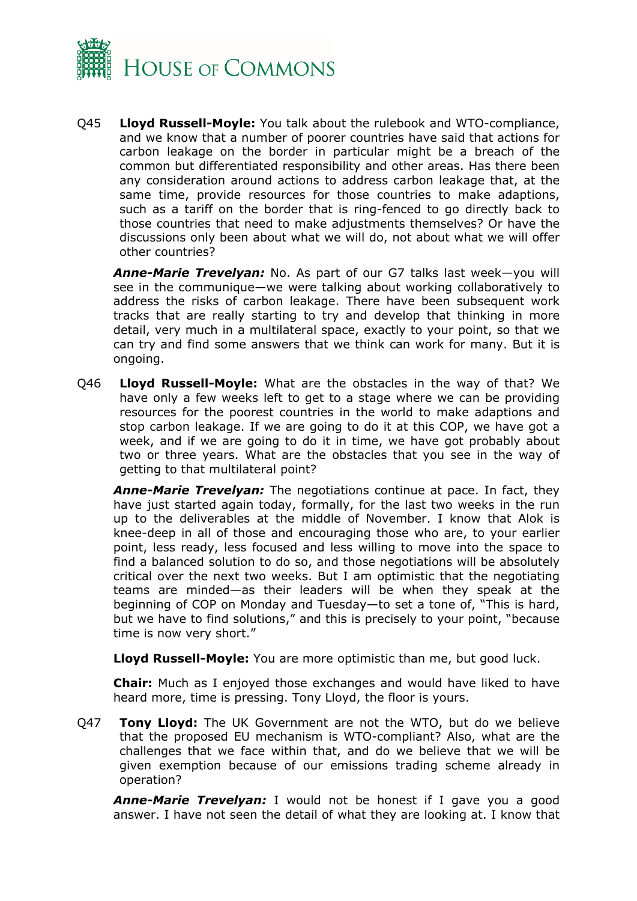Q45 **Lloyd Russell-Moyle:** You talk about the rulebook and WTO-compliance, and we know that a number of poorer countries have said that actions for carbon leakage on the border in particular might be a breach of the common but differentiated responsibility and other areas. Has there been any consideration around actions to address carbon leakage that, at the same time, provide resources for those countries to make adaptions, such as a tariff on the border that is ring-fenced to go directly back to those countries that need to make adjustments themselves? Or have the discussions only been about what we will do, not about what we will offer other countries?

***Anne-Marie Trevelyan:*** No. As part of our G7 talks last week—you will see in the communique—we were talking about working collaboratively to address the risks of carbon leakage. There have been subsequent work tracks that are really starting to try and develop that thinking in more detail, very much in a multilateral space, exactly to your point, so that we can try and find some answers that we think can work for many. But it is ongoing.

Q46 **Lloyd Russell-Moyle:** What are the obstacles in the way of that? We have only a few weeks left to get to a stage where we can be providing resources for the poorest countries in the world to make adaptions and stop carbon leakage. If we are going to do it at this COP, we have got a week, and if we are going to do it in time, we have got probably about two or three years. What are the obstacles that you see in the way of getting to that multilateral point?

***Anne-Marie Trevelyan:*** The negotiations continue at pace. In fact, they have just started again today, formally, for the last two weeks in the run up to the deliverables at the middle of November. I know that Alok is knee-deep in all of those and encouraging those who are, to your earlier point, less ready, less focused and less willing to move into the space to find a balanced solution to do so, and those negotiations will be absolutely critical over the next two weeks. But I am optimistic that the negotiating teams are minded—as their leaders will be when they speak at the beginning of COP on Monday and Tuesday—to set a tone of, "This is hard, but we have to find solutions," and this is precisely to your point, "because time is now very short."

**Lloyd Russell-Moyle:** You are more optimistic than me, but good luck.

**Chair:** Much as I enjoyed those exchanges and would have liked to have heard more, time is pressing. Tony Lloyd, the floor is yours.

Q47 **Tony Lloyd:** The UK Government are not the WTO, but do we believe that the proposed EU mechanism is WTO-compliant? Also, what are the challenges that we face within that, and do we believe that we will be given exemption because of our emissions trading scheme already in operation?

***Anne-Marie Trevelyan:*** I would not be honest if I gave you a good answer. I have not seen the detail of what they are looking at. I know that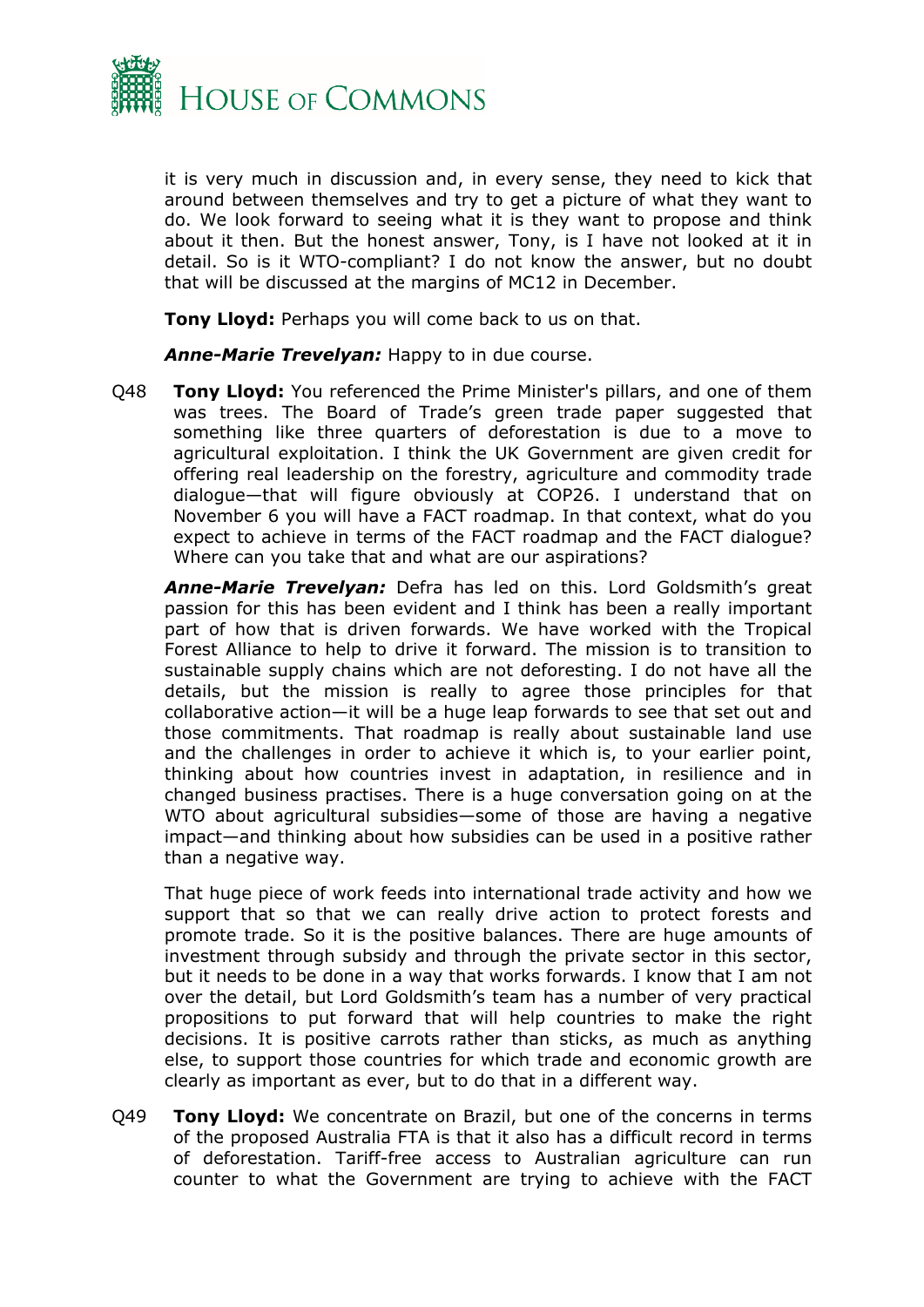it is very much in discussion and, in every sense, they need to kick that around between themselves and try to get a picture of what they want to do. We look forward to seeing what it is they want to propose and think about it then. But the honest answer, Tony, is I have not looked at it in detail. So is it WTO-compliant? I do not know the answer, but no doubt that will be discussed at the margins of MC12 in December.

**Tony Lloyd:** Perhaps you will come back to us on that.

***Anne-Marie Trevelyan:*** Happy to in due course.

Q48 **Tony Lloyd:** You referenced the Prime Minister's pillars, and one of them was trees. The Board of Trade's green trade paper suggested that something like three quarters of deforestation is due to a move to agricultural exploitation. I think the UK Government are given credit for offering real leadership on the forestry, agriculture and commodity trade dialogue—that will figure obviously at COP26. I understand that on November 6 you will have a FACT roadmap. In that context, what do you expect to achieve in terms of the FACT roadmap and the FACT dialogue? Where can you take that and what are our aspirations?

***Anne-Marie Trevelyan:*** Defra has led on this. Lord Goldsmith's great passion for this has been evident and I think has been a really important part of how that is driven forwards. We have worked with the Tropical Forest Alliance to help to drive it forward. The mission is to transition to sustainable supply chains which are not deforesting. I do not have all the details, but the mission is really to agree those principles for that collaborative action—it will be a huge leap forwards to see that set out and those commitments. That roadmap is really about sustainable land use and the challenges in order to achieve it which is, to your earlier point, thinking about how countries invest in adaptation, in resilience and in changed business practises. There is a huge conversation going on at the WTO about agricultural subsidies—some of those are having a negative impact—and thinking about how subsidies can be used in a positive rather than a negative way.

That huge piece of work feeds into international trade activity and how we support that so that we can really drive action to protect forests and promote trade. So it is the positive balances. There are huge amounts of investment through subsidy and through the private sector in this sector, but it needs to be done in a way that works forwards. I know that I am not over the detail, but Lord Goldsmith's team has a number of very practical propositions to put forward that will help countries to make the right decisions. It is positive carrots rather than sticks, as much as anything else, to support those countries for which trade and economic growth are clearly as important as ever, but to do that in a different way.

Q49 **Tony Lloyd:** We concentrate on Brazil, but one of the concerns in terms of the proposed Australia FTA is that it also has a difficult record in terms of deforestation. Tariff-free access to Australian agriculture can run counter to what the Government are trying to achieve with the FACT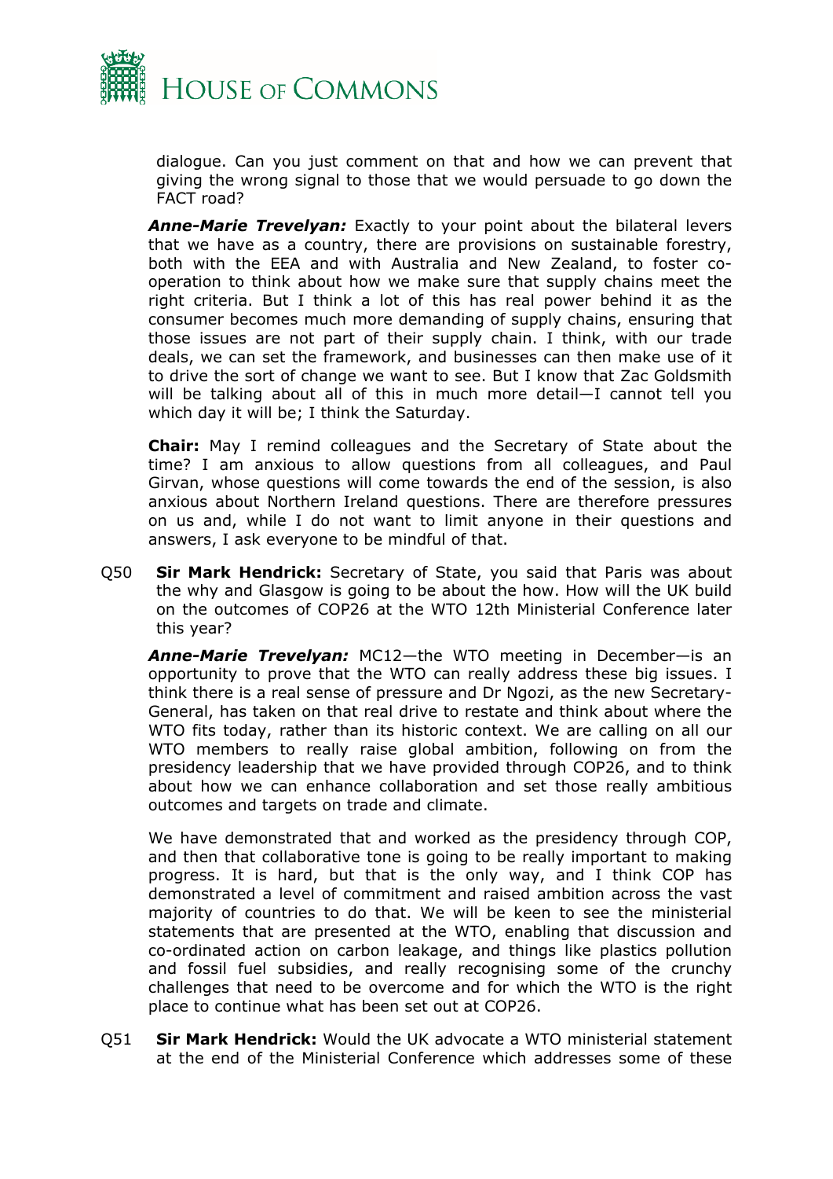dialogue. Can you just comment on that and how we can prevent that giving the wrong signal to those that we would persuade to go down the FACT road?

***Anne-Marie Trevelyan:*** Exactly to your point about the bilateral levers that we have as a country, there are provisions on sustainable forestry, both with the EEA and with Australia and New Zealand, to foster co-operation to think about how we make sure that supply chains meet the right criteria. But I think a lot of this has real power behind it as the consumer becomes much more demanding of supply chains, ensuring that those issues are not part of their supply chain. I think, with our trade deals, we can set the framework, and businesses can then make use of it to drive the sort of change we want to see. But I know that Zac Goldsmith will be talking about all of this in much more detail—I cannot tell you which day it will be; I think the Saturday.

**Chair:** May I remind colleagues and the Secretary of State about the time? I am anxious to allow questions from all colleagues, and Paul Girvan, whose questions will come towards the end of the session, is also anxious about Northern Ireland questions. There are therefore pressures on us and, while I do not want to limit anyone in their questions and answers, I ask everyone to be mindful of that.

Q50 **Sir Mark Hendrick:** Secretary of State, you said that Paris was about the why and Glasgow is going to be about the how. How will the UK build on the outcomes of COP26 at the WTO 12th Ministerial Conference later this year?

***Anne-Marie Trevelyan:*** MC12—the WTO meeting in December—is an opportunity to prove that the WTO can really address these big issues. I think there is a real sense of pressure and Dr Ngozi, as the new Secretary-General, has taken on that real drive to restate and think about where the WTO fits today, rather than its historic context. We are calling on all our WTO members to really raise global ambition, following on from the presidency leadership that we have provided through COP26, and to think about how we can enhance collaboration and set those really ambitious outcomes and targets on trade and climate.

We have demonstrated that and worked as the presidency through COP, and then that collaborative tone is going to be really important to making progress. It is hard, but that is the only way, and I think COP has demonstrated a level of commitment and raised ambition across the vast majority of countries to do that. We will be keen to see the ministerial statements that are presented at the WTO, enabling that discussion and co-ordinated action on carbon leakage, and things like plastics pollution and fossil fuel subsidies, and really recognising some of the crunchy challenges that need to be overcome and for which the WTO is the right place to continue what has been set out at COP26.

Q51 **Sir Mark Hendrick:** Would the UK advocate a WTO ministerial statement at the end of the Ministerial Conference which addresses some of these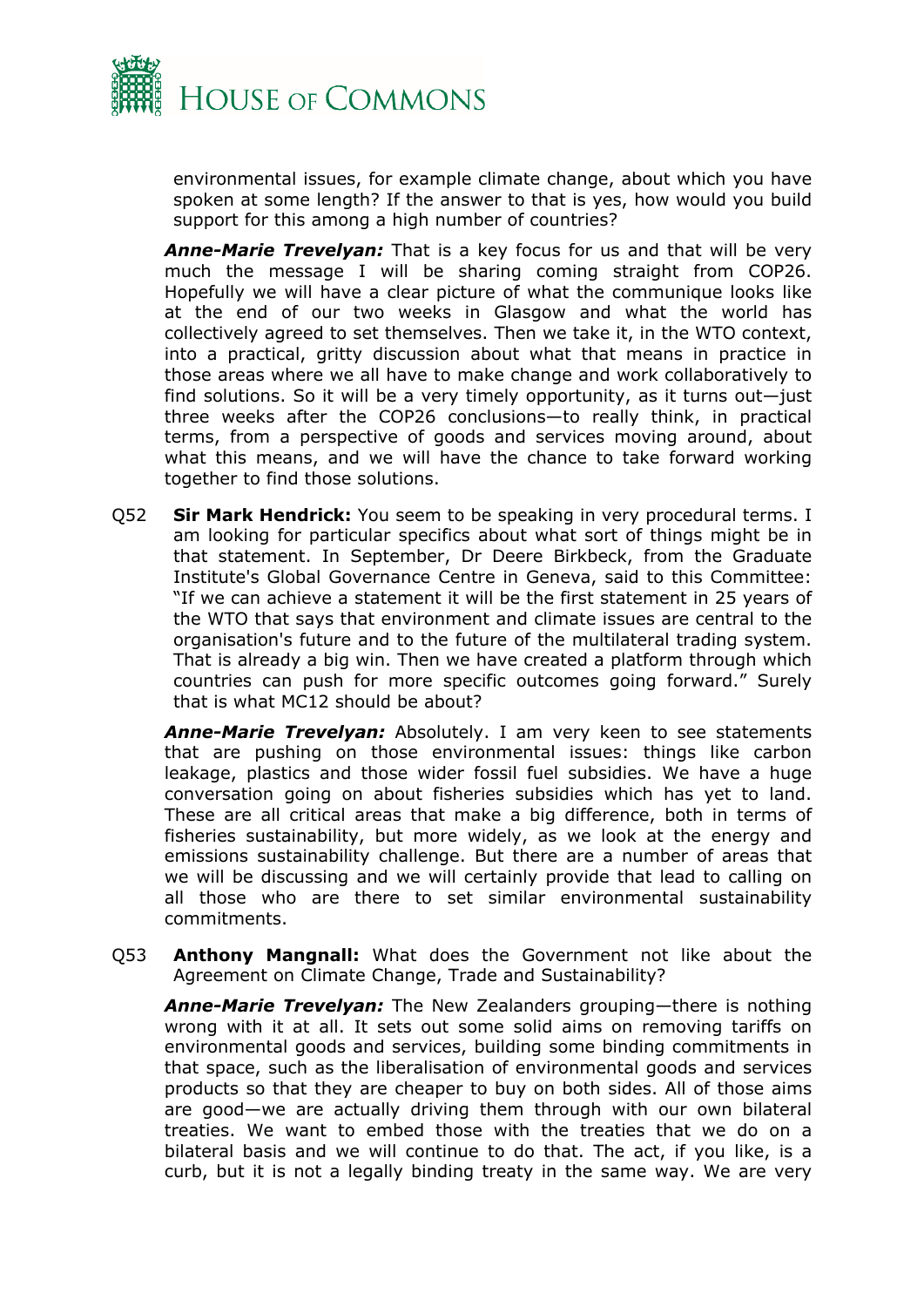environmental issues, for example climate change, about which you have spoken at some length? If the answer to that is yes, how would you build support for this among a high number of countries?

***Anne-Marie Trevelyan:*** That is a key focus for us and that will be very much the message I will be sharing coming straight from COP26. Hopefully we will have a clear picture of what the communique looks like at the end of our two weeks in Glasgow and what the world has collectively agreed to set themselves. Then we take it, in the WTO context, into a practical, gritty discussion about what that means in practice in those areas where we all have to make change and work collaboratively to find solutions. So it will be a very timely opportunity, as it turns out—just three weeks after the COP26 conclusions—to really think, in practical terms, from a perspective of goods and services moving around, about what this means, and we will have the chance to take forward working together to find those solutions.

Q52 **Sir Mark Hendrick:** You seem to be speaking in very procedural terms. I am looking for particular specifics about what sort of things might be in that statement. In September, Dr Deere Birkbeck, from the Graduate Institute's Global Governance Centre in Geneva, said to this Committee: "If we can achieve a statement it will be the first statement in 25 years of the WTO that says that environment and climate issues are central to the organisation's future and to the future of the multilateral trading system. That is already a big win. Then we have created a platform through which countries can push for more specific outcomes going forward." Surely that is what MC12 should be about?

***Anne-Marie Trevelyan:*** Absolutely. I am very keen to see statements that are pushing on those environmental issues: things like carbon leakage, plastics and those wider fossil fuel subsidies. We have a huge conversation going on about fisheries subsidies which has yet to land. These are all critical areas that make a big difference, both in terms of fisheries sustainability, but more widely, as we look at the energy and emissions sustainability challenge. But there are a number of areas that we will be discussing and we will certainly provide that lead to calling on all those who are there to set similar environmental sustainability commitments.

Q53 **Anthony Mangnall:** What does the Government not like about the Agreement on Climate Change, Trade and Sustainability?

***Anne-Marie Trevelyan:*** The New Zealanders grouping—there is nothing wrong with it at all. It sets out some solid aims on removing tariffs on environmental goods and services, building some binding commitments in that space, such as the liberalisation of environmental goods and services products so that they are cheaper to buy on both sides. All of those aims are good—we are actually driving them through with our own bilateral treaties. We want to embed those with the treaties that we do on a bilateral basis and we will continue to do that. The act, if you like, is a curb, but it is not a legally binding treaty in the same way. We are very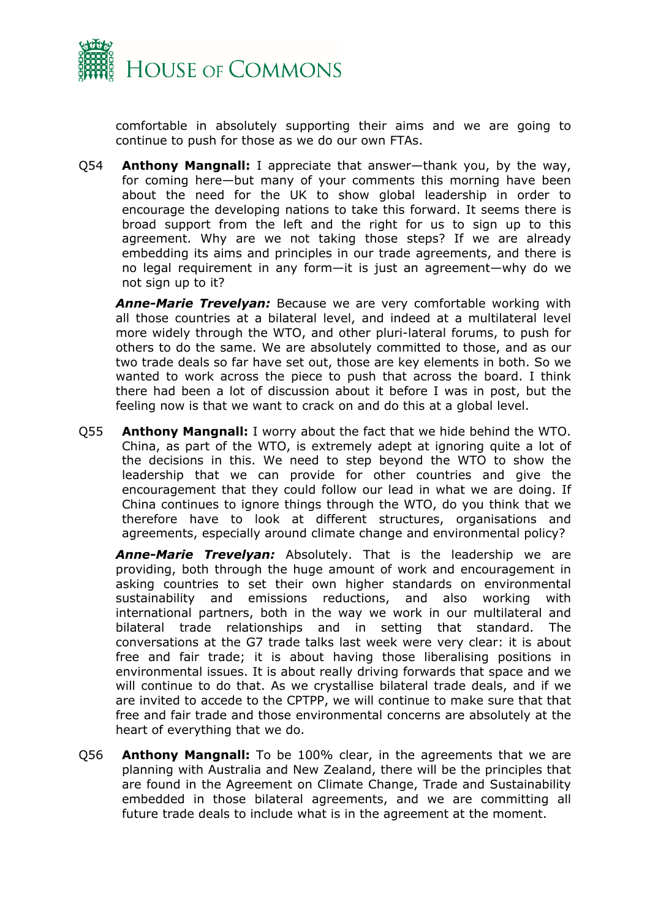comfortable in absolutely supporting their aims and we are going to continue to push for those as we do our own FTAs.

Q54 **Anthony Mangnall:** I appreciate that answer—thank you, by the way, for coming here—but many of your comments this morning have been about the need for the UK to show global leadership in order to encourage the developing nations to take this forward. It seems there is broad support from the left and the right for us to sign up to this agreement. Why are we not taking those steps? If we are already embedding its aims and principles in our trade agreements, and there is no legal requirement in any form—it is just an agreement—why do we not sign up to it?

***Anne-Marie Trevelyan:*** Because we are very comfortable working with all those countries at a bilateral level, and indeed at a multilateral level more widely through the WTO, and other pluri-lateral forums, to push for others to do the same. We are absolutely committed to those, and as our two trade deals so far have set out, those are key elements in both. So we wanted to work across the piece to push that across the board. I think there had been a lot of discussion about it before I was in post, but the feeling now is that we want to crack on and do this at a global level.

Q55 **Anthony Mangnall:** I worry about the fact that we hide behind the WTO. China, as part of the WTO, is extremely adept at ignoring quite a lot of the decisions in this. We need to step beyond the WTO to show the leadership that we can provide for other countries and give the encouragement that they could follow our lead in what we are doing. If China continues to ignore things through the WTO, do you think that we therefore have to look at different structures, organisations and agreements, especially around climate change and environmental policy?

***Anne-Marie Trevelyan:*** Absolutely. That is the leadership we are providing, both through the huge amount of work and encouragement in asking countries to set their own higher standards on environmental sustainability and emissions reductions, and also working with international partners, both in the way we work in our multilateral and bilateral trade relationships and in setting that standard. The conversations at the G7 trade talks last week were very clear: it is about free and fair trade; it is about having those liberalising positions in environmental issues. It is about really driving forwards that space and we will continue to do that. As we crystallise bilateral trade deals, and if we are invited to accede to the CPTPP, we will continue to make sure that that free and fair trade and those environmental concerns are absolutely at the heart of everything that we do.

Q56 **Anthony Mangnall:** To be 100% clear, in the agreements that we are planning with Australia and New Zealand, there will be the principles that are found in the Agreement on Climate Change, Trade and Sustainability embedded in those bilateral agreements, and we are committing all future trade deals to include what is in the agreement at the moment.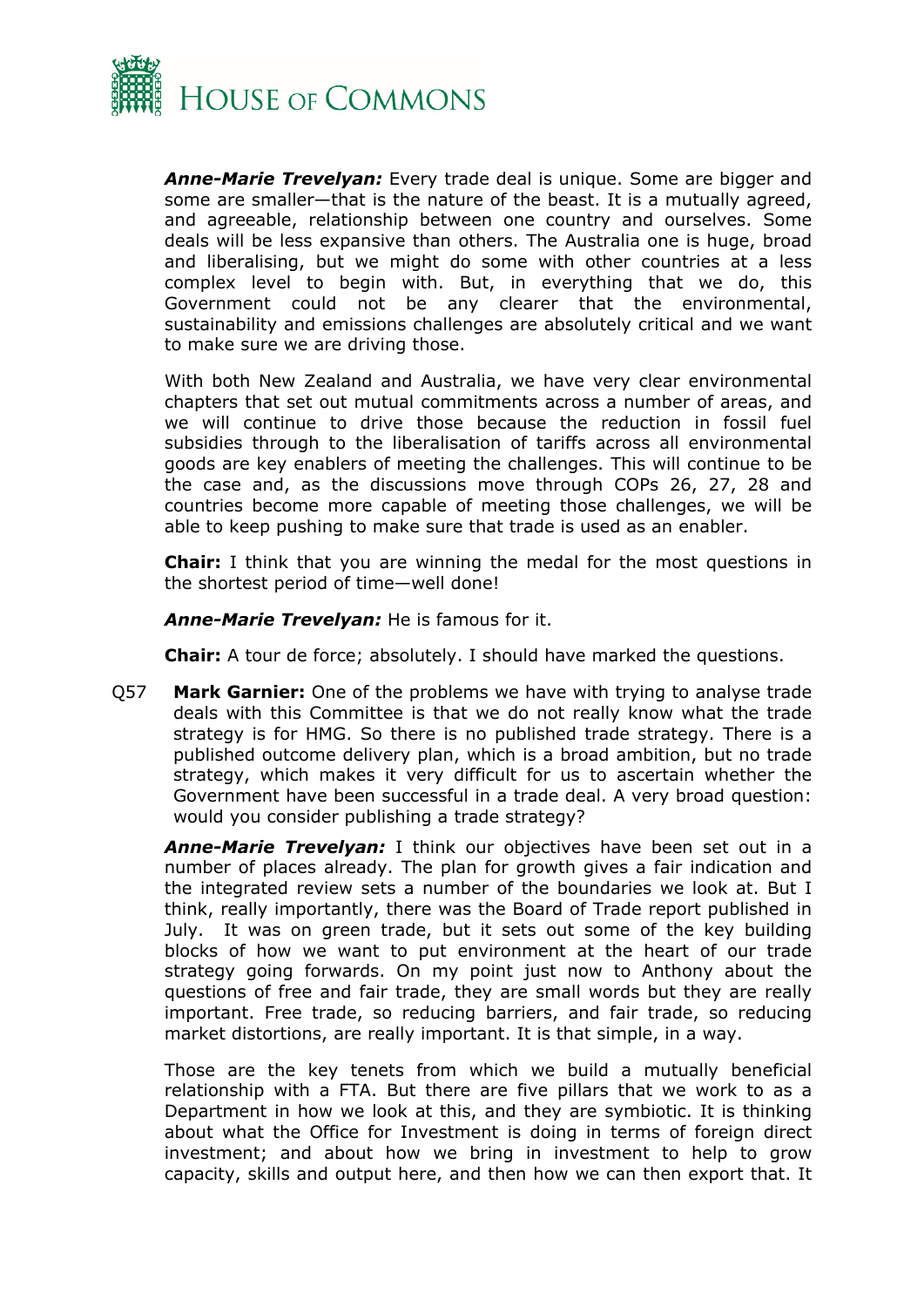***Anne-Marie Trevelyan:*** Every trade deal is unique. Some are bigger and some are smaller—that is the nature of the beast. It is a mutually agreed, and agreeable, relationship between one country and ourselves. Some deals will be less expansive than others. The Australia one is huge, broad and liberalising, but we might do some with other countries at a less complex level to begin with. But, in everything that we do, this Government could not be any clearer that the environmental, sustainability and emissions challenges are absolutely critical and we want to make sure we are driving those.

With both New Zealand and Australia, we have very clear environmental chapters that set out mutual commitments across a number of areas, and we will continue to drive those because the reduction in fossil fuel subsidies through to the liberalisation of tariffs across all environmental goods are key enablers of meeting the challenges. This will continue to be the case and, as the discussions move through COPs 26, 27, 28 and countries become more capable of meeting those challenges, we will be able to keep pushing to make sure that trade is used as an enabler.

**Chair:** I think that you are winning the medal for the most questions in the shortest period of time—well done!

***Anne-Marie Trevelyan:*** He is famous for it.

**Chair:** A tour de force; absolutely. I should have marked the questions.

Q57 **Mark Garnier:** One of the problems we have with trying to analyse trade deals with this Committee is that we do not really know what the trade strategy is for HMG. So there is no published trade strategy. There is a published outcome delivery plan, which is a broad ambition, but no trade strategy, which makes it very difficult for us to ascertain whether the Government have been successful in a trade deal. A very broad question: would you consider publishing a trade strategy?

***Anne-Marie Trevelyan:*** I think our objectives have been set out in a number of places already. The plan for growth gives a fair indication and the integrated review sets a number of the boundaries we look at. But I think, really importantly, there was the Board of Trade report published in July. It was on green trade, but it sets out some of the key building blocks of how we want to put environment at the heart of our trade strategy going forwards. On my point just now to Anthony about the questions of free and fair trade, they are small words but they are really important. Free trade, so reducing barriers, and fair trade, so reducing market distortions, are really important. It is that simple, in a way.

Those are the key tenets from which we build a mutually beneficial relationship with a FTA. But there are five pillars that we work to as a Department in how we look at this, and they are symbiotic. It is thinking about what the Office for Investment is doing in terms of foreign direct investment; and about how we bring in investment to help to grow capacity, skills and output here, and then how we can then export that. It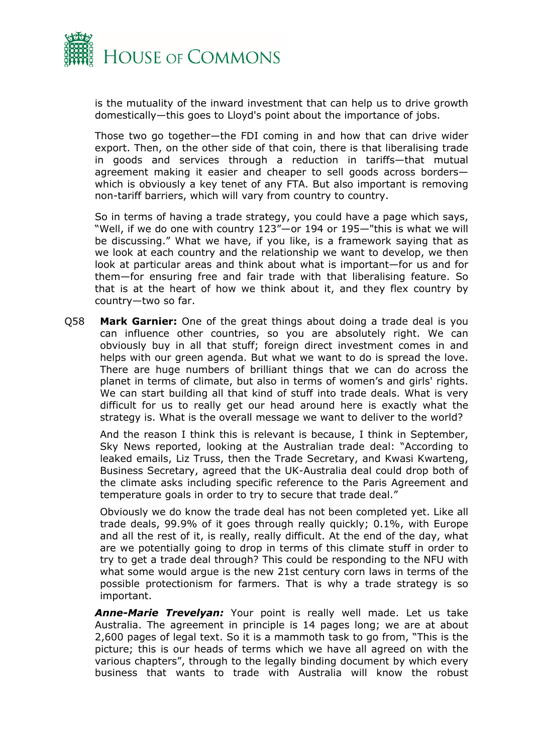is the mutuality of the inward investment that can help us to drive growth domestically—this goes to Lloyd's point about the importance of jobs.

Those two go together—the FDI coming in and how that can drive wider export. Then, on the other side of that coin, there is that liberalising trade in goods and services through a reduction in tariffs—that mutual agreement making it easier and cheaper to sell goods across borders—which is obviously a key tenet of any FTA. But also important is removing non-tariff barriers, which will vary from country to country.

So in terms of having a trade strategy, you could have a page which says, "Well, if we do one with country 123"—or 194 or 195—"this is what we will be discussing." What we have, if you like, is a framework saying that as we look at each country and the relationship we want to develop, we then look at particular areas and think about what is important—for us and for them—for ensuring free and fair trade with that liberalising feature. So that is at the heart of how we think about it, and they flex country by country—two so far.

Q58 **Mark Garnier:** One of the great things about doing a trade deal is you can influence other countries, so you are absolutely right. We can obviously buy in all that stuff; foreign direct investment comes in and helps with our green agenda. But what we want to do is spread the love. There are huge numbers of brilliant things that we can do across the planet in terms of climate, but also in terms of women's and girls' rights. We can start building all that kind of stuff into trade deals. What is very difficult for us to really get our head around here is exactly what the strategy is. What is the overall message we want to deliver to the world?

And the reason I think this is relevant is because, I think in September, Sky News reported, looking at the Australian trade deal: "According to leaked emails, Liz Truss, then the Trade Secretary, and Kwasi Kwarteng, Business Secretary, agreed that the UK-Australia deal could drop both of the climate asks including specific reference to the Paris Agreement and temperature goals in order to try to secure that trade deal."

Obviously we do know the trade deal has not been completed yet. Like all trade deals, 99.9% of it goes through really quickly; 0.1%, with Europe and all the rest of it, is really, really difficult. At the end of the day, what are we potentially going to drop in terms of this climate stuff in order to try to get a trade deal through? This could be responding to the NFU with what some would argue is the new 21st century corn laws in terms of the possible protectionism for farmers. That is why a trade strategy is so important.

***Anne-Marie Trevelyan:*** Your point is really well made. Let us take Australia. The agreement in principle is 14 pages long; we are at about 2,600 pages of legal text. So it is a mammoth task to go from, "This is the picture; this is our heads of terms which we have all agreed on with the various chapters", through to the legally binding document by which every business that wants to trade with Australia will know the robust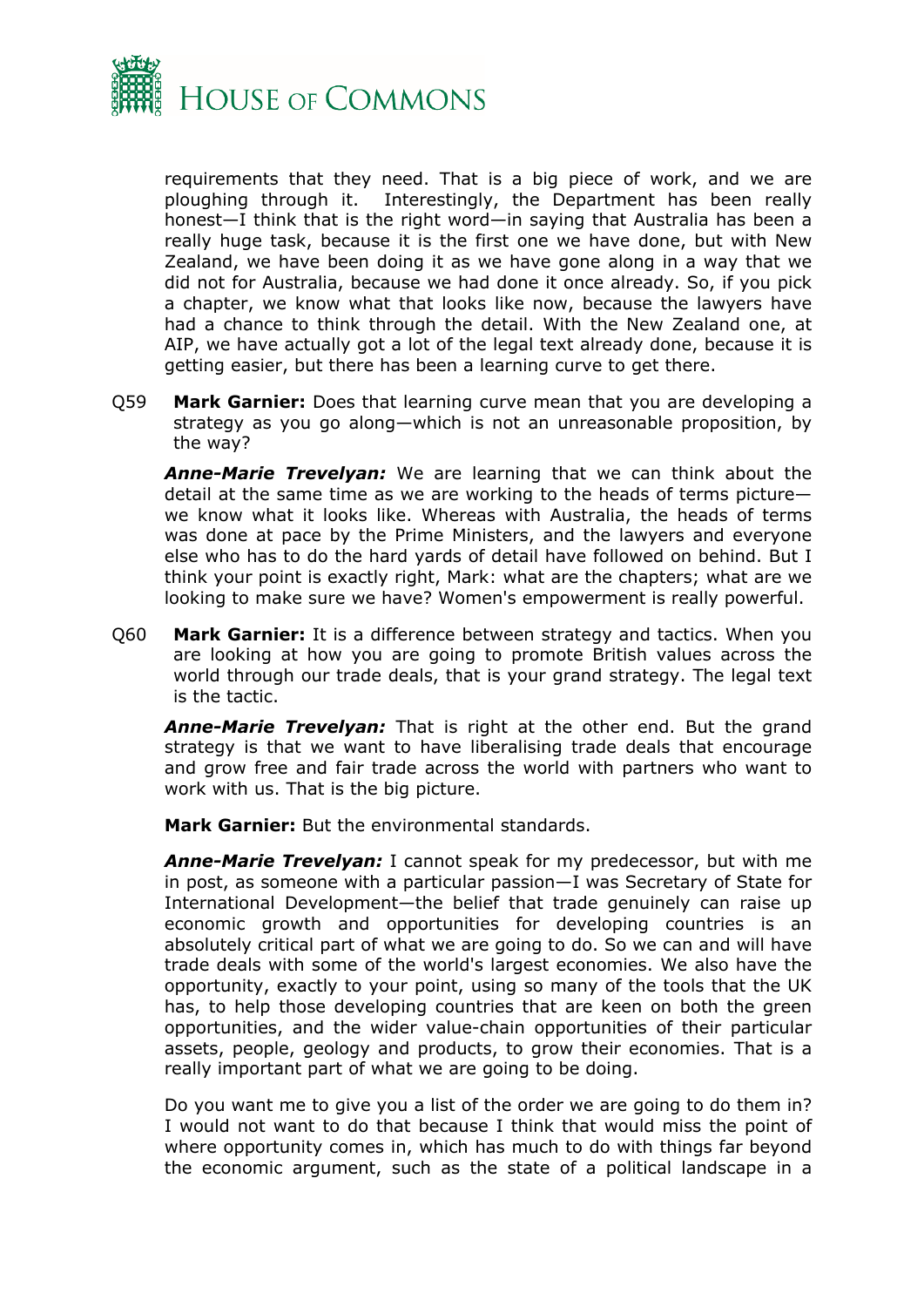requirements that they need. That is a big piece of work, and we are ploughing through it. Interestingly, the Department has been really honest—I think that is the right word—in saying that Australia has been a really huge task, because it is the first one we have done, but with New Zealand, we have been doing it as we have gone along in a way that we did not for Australia, because we had done it once already. So, if you pick a chapter, we know what that looks like now, because the lawyers have had a chance to think through the detail. With the New Zealand one, at AIP, we have actually got a lot of the legal text already done, because it is getting easier, but there has been a learning curve to get there.

Q59 **Mark Garnier:** Does that learning curve mean that you are developing a strategy as you go along—which is not an unreasonable proposition, by the way?

***Anne-Marie Trevelyan:*** We are learning that we can think about the detail at the same time as we are working to the heads of terms picture—we know what it looks like. Whereas with Australia, the heads of terms was done at pace by the Prime Ministers, and the lawyers and everyone else who has to do the hard yards of detail have followed on behind. But I think your point is exactly right, Mark: what are the chapters; what are we looking to make sure we have? Women's empowerment is really powerful.

Q60 **Mark Garnier:** It is a difference between strategy and tactics. When you are looking at how you are going to promote British values across the world through our trade deals, that is your grand strategy. The legal text is the tactic.

***Anne-Marie Trevelyan:*** That is right at the other end. But the grand strategy is that we want to have liberalising trade deals that encourage and grow free and fair trade across the world with partners who want to work with us. That is the big picture.

**Mark Garnier:** But the environmental standards.

***Anne-Marie Trevelyan:*** I cannot speak for my predecessor, but with me in post, as someone with a particular passion—I was Secretary of State for International Development—the belief that trade genuinely can raise up economic growth and opportunities for developing countries is an absolutely critical part of what we are going to do. So we can and will have trade deals with some of the world's largest economies. We also have the opportunity, exactly to your point, using so many of the tools that the UK has, to help those developing countries that are keen on both the green opportunities, and the wider value-chain opportunities of their particular assets, people, geology and products, to grow their economies. That is a really important part of what we are going to be doing.

Do you want me to give you a list of the order we are going to do them in? I would not want to do that because I think that would miss the point of where opportunity comes in, which has much to do with things far beyond the economic argument, such as the state of a political landscape in a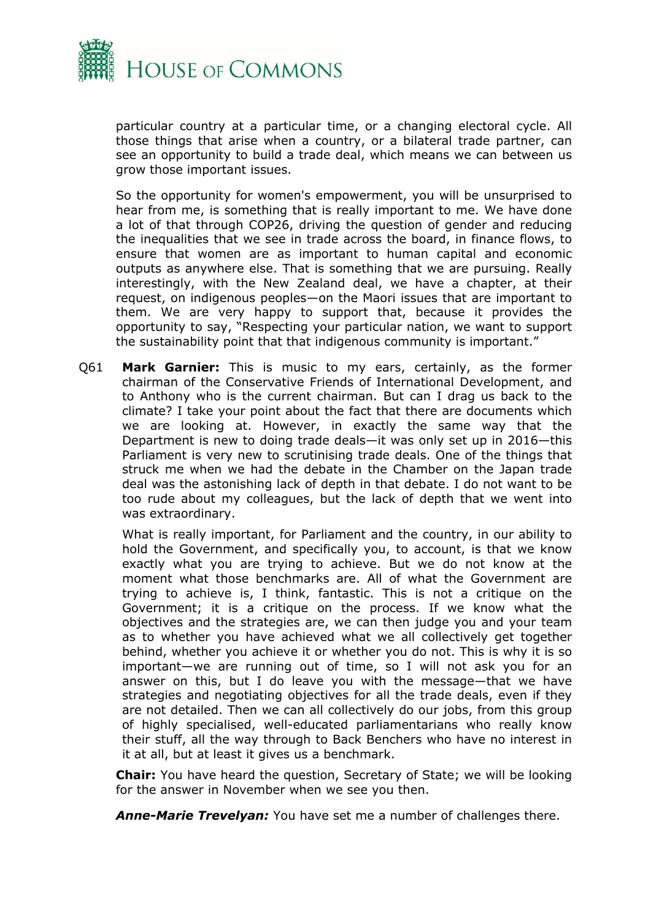particular country at a particular time, or a changing electoral cycle. All those things that arise when a country, or a bilateral trade partner, can see an opportunity to build a trade deal, which means we can between us grow those important issues.

So the opportunity for women's empowerment, you will be unsurprised to hear from me, is something that is really important to me. We have done a lot of that through COP26, driving the question of gender and reducing the inequalities that we see in trade across the board, in finance flows, to ensure that women are as important to human capital and economic outputs as anywhere else. That is something that we are pursuing. Really interestingly, with the New Zealand deal, we have a chapter, at their request, on indigenous peoples—on the Maori issues that are important to them. We are very happy to support that, because it provides the opportunity to say, "Respecting your particular nation, we want to support the sustainability point that that indigenous community is important."

Q61 **Mark Garnier:** This is music to my ears, certainly, as the former chairman of the Conservative Friends of International Development, and to Anthony who is the current chairman. But can I drag us back to the climate? I take your point about the fact that there are documents which we are looking at. However, in exactly the same way that the Department is new to doing trade deals—it was only set up in 2016—this Parliament is very new to scrutinising trade deals. One of the things that struck me when we had the debate in the Chamber on the Japan trade deal was the astonishing lack of depth in that debate. I do not want to be too rude about my colleagues, but the lack of depth that we went into was extraordinary.

What is really important, for Parliament and the country, in our ability to hold the Government, and specifically you, to account, is that we know exactly what you are trying to achieve. But we do not know at the moment what those benchmarks are. All of what the Government are trying to achieve is, I think, fantastic. This is not a critique on the Government; it is a critique on the process. If we know what the objectives and the strategies are, we can then judge you and your team as to whether you have achieved what we all collectively get together behind, whether you achieve it or whether you do not. This is why it is so important—we are running out of time, so I will not ask you for an answer on this, but I do leave you with the message—that we have strategies and negotiating objectives for all the trade deals, even if they are not detailed. Then we can all collectively do our jobs, from this group of highly specialised, well-educated parliamentarians who really know their stuff, all the way through to Back Benchers who have no interest in it at all, but at least it gives us a benchmark.

**Chair:** You have heard the question, Secretary of State; we will be looking for the answer in November when we see you then.

***Anne-Marie Trevelyan:*** You have set me a number of challenges there.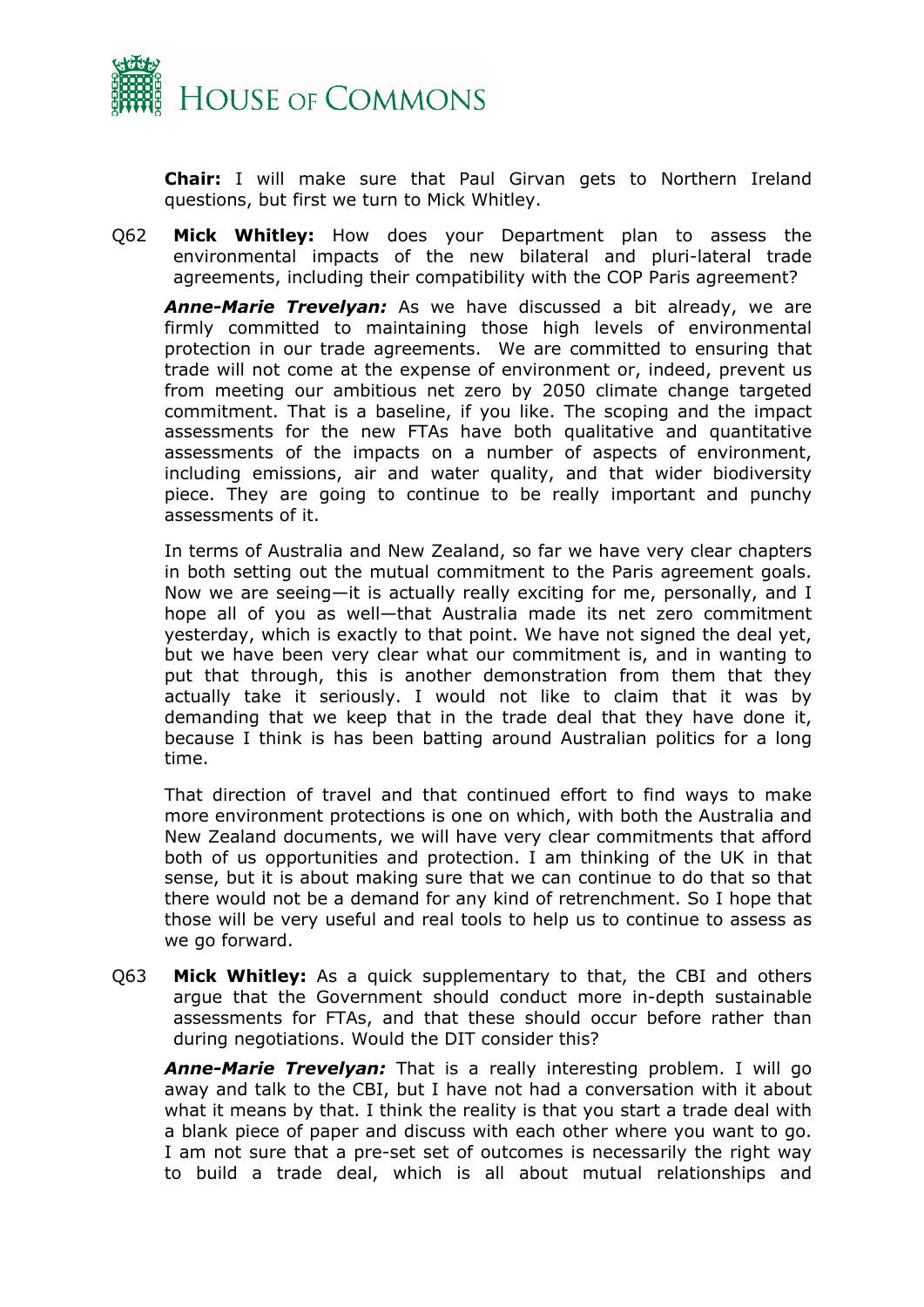**Chair:** I will make sure that Paul Girvan gets to Northern Ireland questions, but first we turn to Mick Whitley.

Q62 **Mick Whitley:** How does your Department plan to assess the environmental impacts of the new bilateral and pluri-lateral trade agreements, including their compatibility with the COP Paris agreement?

***Anne-Marie Trevelyan:*** As we have discussed a bit already, we are firmly committed to maintaining those high levels of environmental protection in our trade agreements. We are committed to ensuring that trade will not come at the expense of environment or, indeed, prevent us from meeting our ambitious net zero by 2050 climate change targeted commitment. That is a baseline, if you like. The scoping and the impact assessments for the new FTAs have both qualitative and quantitative assessments of the impacts on a number of aspects of environment, including emissions, air and water quality, and that wider biodiversity piece. They are going to continue to be really important and punchy assessments of it.

In terms of Australia and New Zealand, so far we have very clear chapters in both setting out the mutual commitment to the Paris agreement goals. Now we are seeing—it is actually really exciting for me, personally, and I hope all of you as well—that Australia made its net zero commitment yesterday, which is exactly to that point. We have not signed the deal yet, but we have been very clear what our commitment is, and in wanting to put that through, this is another demonstration from them that they actually take it seriously. I would not like to claim that it was by demanding that we keep that in the trade deal that they have done it, because I think is has been batting around Australian politics for a long time.

That direction of travel and that continued effort to find ways to make more environment protections is one on which, with both the Australia and New Zealand documents, we will have very clear commitments that afford both of us opportunities and protection. I am thinking of the UK in that sense, but it is about making sure that we can continue to do that so that there would not be a demand for any kind of retrenchment. So I hope that those will be very useful and real tools to help us to continue to assess as we go forward.

Q63 **Mick Whitley:** As a quick supplementary to that, the CBI and others argue that the Government should conduct more in-depth sustainable assessments for FTAs, and that these should occur before rather than during negotiations. Would the DIT consider this?

***Anne-Marie Trevelyan:*** That is a really interesting problem. I will go away and talk to the CBI, but I have not had a conversation with it about what it means by that. I think the reality is that you start a trade deal with a blank piece of paper and discuss with each other where you want to go. I am not sure that a pre-set set of outcomes is necessarily the right way to build a trade deal, which is all about mutual relationships and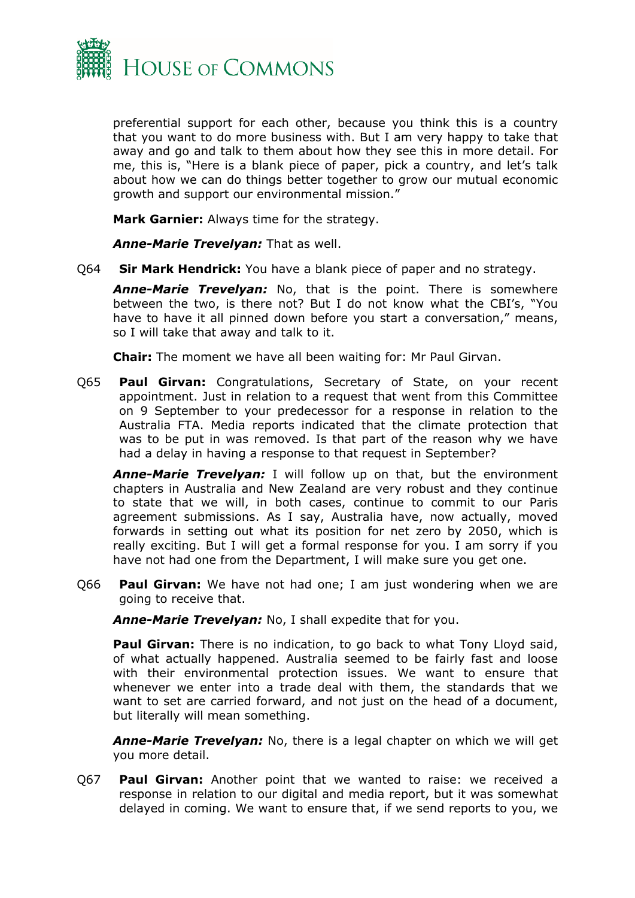preferential support for each other, because you think this is a country that you want to do more business with. But I am very happy to take that away and go and talk to them about how they see this in more detail. For me, this is, "Here is a blank piece of paper, pick a country, and let's talk about how we can do things better together to grow our mutual economic growth and support our environmental mission."

**Mark Garnier:** Always time for the strategy.

***Anne-Marie Trevelyan:*** That as well.

Q64 **Sir Mark Hendrick:** You have a blank piece of paper and no strategy.

***Anne-Marie Trevelyan:*** No, that is the point. There is somewhere between the two, is there not? But I do not know what the CBI's, "You have to have it all pinned down before you start a conversation," means, so I will take that away and talk to it.

**Chair:** The moment we have all been waiting for: Mr Paul Girvan.

Q65 **Paul Girvan:** Congratulations, Secretary of State, on your recent appointment. Just in relation to a request that went from this Committee on 9 September to your predecessor for a response in relation to the Australia FTA. Media reports indicated that the climate protection that was to be put in was removed. Is that part of the reason why we have had a delay in having a response to that request in September?

***Anne-Marie Trevelyan:*** I will follow up on that, but the environment chapters in Australia and New Zealand are very robust and they continue to state that we will, in both cases, continue to commit to our Paris agreement submissions. As I say, Australia have, now actually, moved forwards in setting out what its position for net zero by 2050, which is really exciting. But I will get a formal response for you. I am sorry if you have not had one from the Department, I will make sure you get one.

Q66 **Paul Girvan:** We have not had one; I am just wondering when we are going to receive that.

***Anne-Marie Trevelyan:*** No, I shall expedite that for you.

**Paul Girvan:** There is no indication, to go back to what Tony Lloyd said, of what actually happened. Australia seemed to be fairly fast and loose with their environmental protection issues. We want to ensure that whenever we enter into a trade deal with them, the standards that we want to set are carried forward, and not just on the head of a document, but literally will mean something.

***Anne-Marie Trevelyan:*** No, there is a legal chapter on which we will get you more detail.

Q67 **Paul Girvan:** Another point that we wanted to raise: we received a response in relation to our digital and media report, but it was somewhat delayed in coming. We want to ensure that, if we send reports to you, we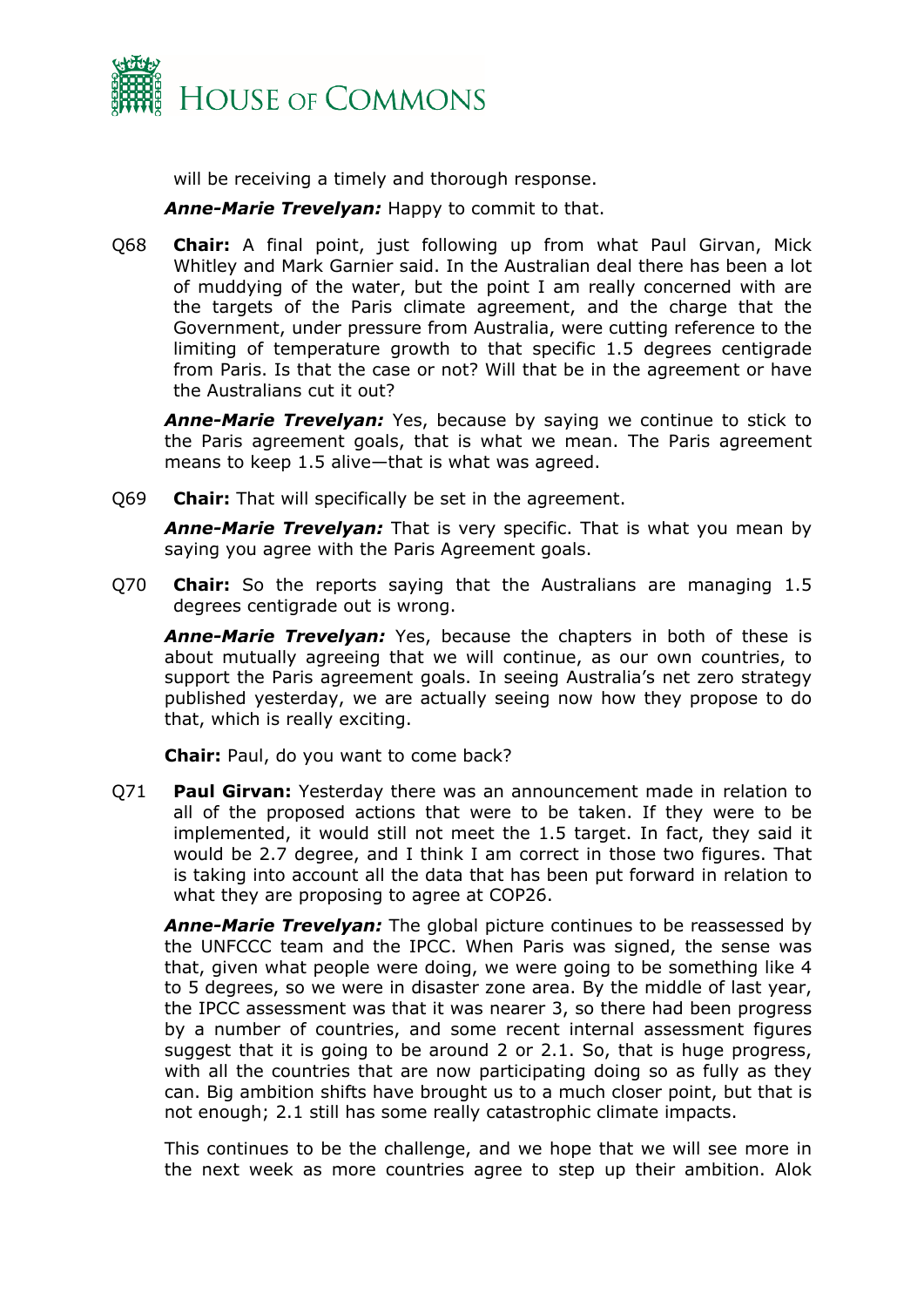will be receiving a timely and thorough response.

***Anne-Marie Trevelyan:*** Happy to commit to that.

Q68 **Chair:** A final point, just following up from what Paul Girvan, Mick Whitley and Mark Garnier said. In the Australian deal there has been a lot of muddying of the water, but the point I am really concerned with are the targets of the Paris climate agreement, and the charge that the Government, under pressure from Australia, were cutting reference to the limiting of temperature growth to that specific 1.5 degrees centigrade from Paris. Is that the case or not? Will that be in the agreement or have the Australians cut it out?

***Anne-Marie Trevelyan:*** Yes, because by saying we continue to stick to the Paris agreement goals, that is what we mean. The Paris agreement means to keep 1.5 alive—that is what was agreed.

Q69 **Chair:** That will specifically be set in the agreement.

***Anne-Marie Trevelyan:*** That is very specific. That is what you mean by saying you agree with the Paris Agreement goals.

Q70 **Chair:** So the reports saying that the Australians are managing 1.5 degrees centigrade out is wrong.

***Anne-Marie Trevelyan:*** Yes, because the chapters in both of these is about mutually agreeing that we will continue, as our own countries, to support the Paris agreement goals. In seeing Australia's net zero strategy published yesterday, we are actually seeing now how they propose to do that, which is really exciting.

**Chair:** Paul, do you want to come back?

Q71 **Paul Girvan:** Yesterday there was an announcement made in relation to all of the proposed actions that were to be taken. If they were to be implemented, it would still not meet the 1.5 target. In fact, they said it would be 2.7 degree, and I think I am correct in those two figures. That is taking into account all the data that has been put forward in relation to what they are proposing to agree at COP26.

***Anne-Marie Trevelyan:*** The global picture continues to be reassessed by the UNFCCC team and the IPCC. When Paris was signed, the sense was that, given what people were doing, we were going to be something like 4 to 5 degrees, so we were in disaster zone area. By the middle of last year, the IPCC assessment was that it was nearer 3, so there had been progress by a number of countries, and some recent internal assessment figures suggest that it is going to be around 2 or 2.1. So, that is huge progress, with all the countries that are now participating doing so as fully as they can. Big ambition shifts have brought us to a much closer point, but that is not enough; 2.1 still has some really catastrophic climate impacts.

This continues to be the challenge, and we hope that we will see more in the next week as more countries agree to step up their ambition. Alok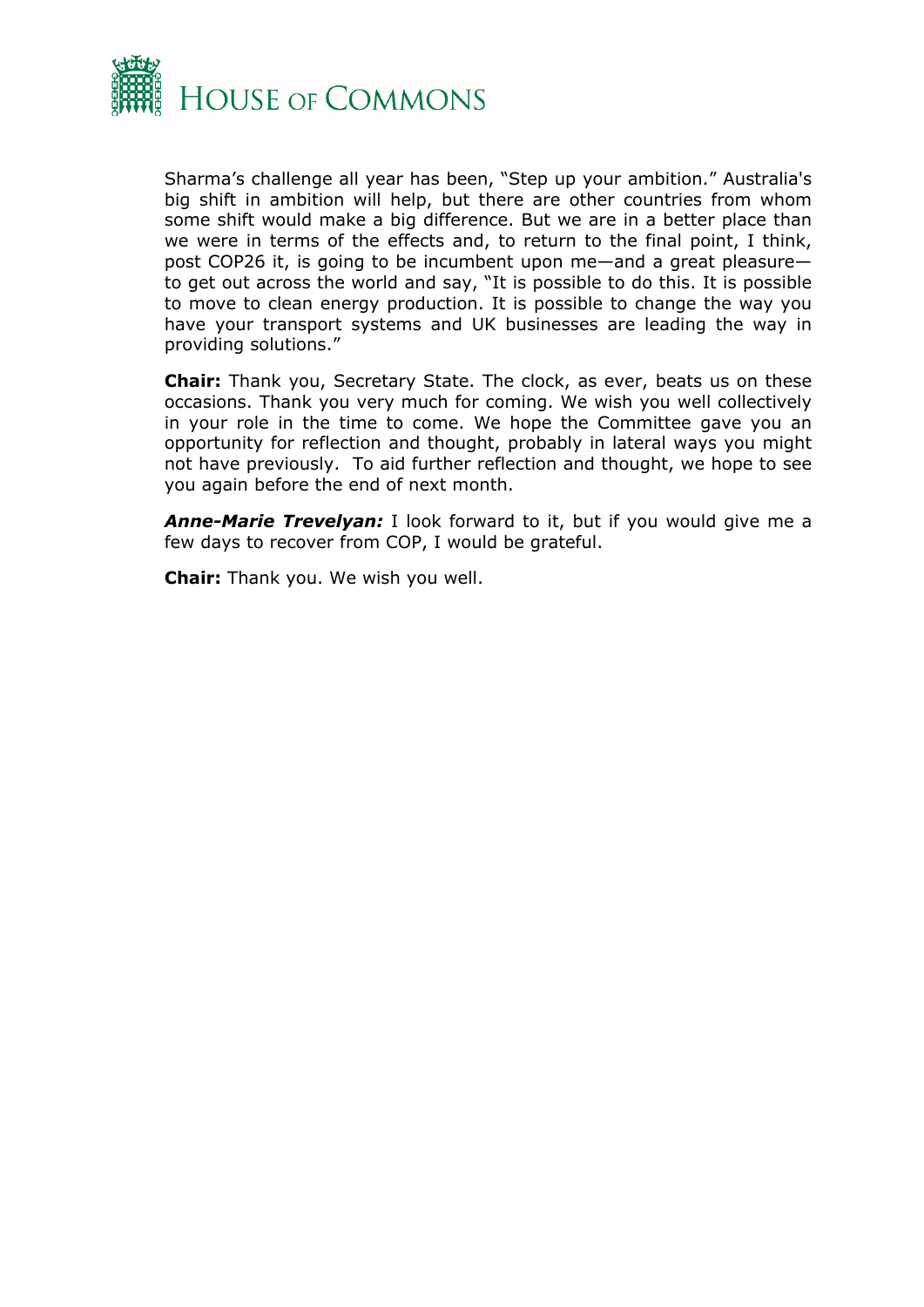Sharma's challenge all year has been, "Step up your ambition." Australia's big shift in ambition will help, but there are other countries from whom some shift would make a big difference. But we are in a better place than we were in terms of the effects and, to return to the final point, I think, post COP26 it, is going to be incumbent upon me—and a great pleasure—to get out across the world and say, "It is possible to do this. It is possible to move to clean energy production. It is possible to change the way you have your transport systems and UK businesses are leading the way in providing solutions."

**Chair:** Thank you, Secretary State. The clock, as ever, beats us on these occasions. Thank you very much for coming. We wish you well collectively in your role in the time to come. We hope the Committee gave you an opportunity for reflection and thought, probably in lateral ways you might not have previously. To aid further reflection and thought, we hope to see you again before the end of next month.

***Anne-Marie Trevelyan:*** I look forward to it, but if you would give me a few days to recover from COP, I would be grateful.

**Chair:** Thank you. We wish you well.